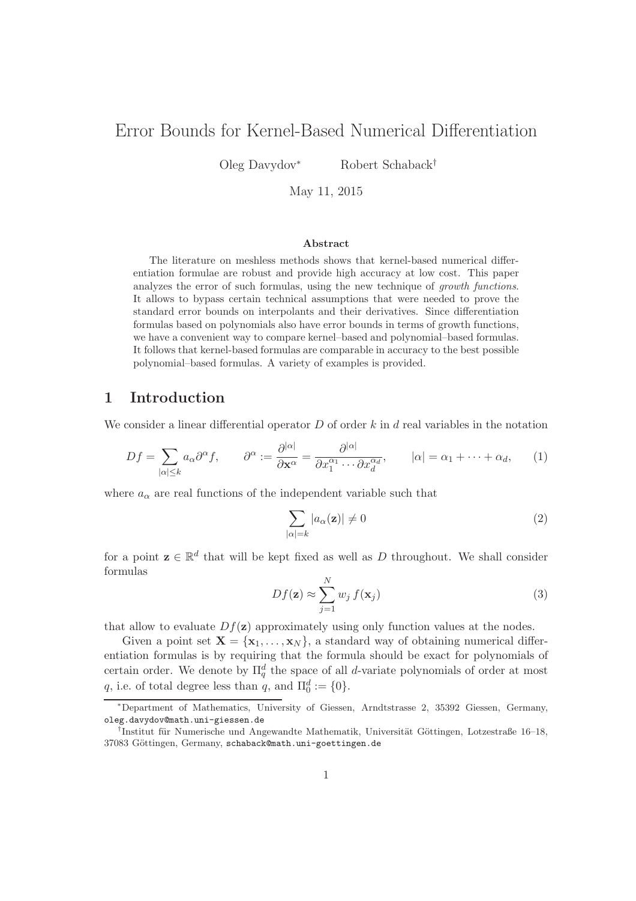# Error Bounds for Kernel-Based Numerical Differentiation

Oleg Davydov[*] Robert Schaback[†]

May 11, 2015

### Abstract

The literature on meshless methods shows that kernel-based numerical differentiation formulae are robust and provide high accuracy at low cost. This paper analyzes the error of such formulas, using the new technique of *growth functions*. It allows to bypass certain technical assumptions that were needed to prove the standard error bounds on interpolants and their derivatives. Since differentiation formulas based on polynomials also have error bounds in terms of growth functions, we have a convenient way to compare kernel–based and polynomial–based formulas. It follows that kernel-based formulas are comparable in accuracy to the best possible polynomial–based formulas. A variety of examples is provided.

## 1 Introduction

We consider a linear differential operator $D$ of order $k$ in $d$ real variables in the notation

$$Df = \sum_{|\alpha| \le k} a_\alpha \partial^\alpha f, \qquad \partial^\alpha := \frac{\partial^{|\alpha|}}{\partial \mathbf{x}^\alpha} = \frac{\partial^{|\alpha|}}{\partial x_1^{\alpha_1} \cdots \partial x_d^{\alpha_d}}, \qquad |\alpha| = \alpha_1 + \cdots + \alpha_d, \tag{1}$$

where $a_\alpha$ are real functions of the independent variable such that

$$\sum_{|\alpha|=k} |a_\alpha(\mathbf{z})| \neq 0 \tag{2}$$

for a point $\mathbf{z} \in \mathbb{R}^d$ that will be kept fixed as well as $D$ throughout. We shall consider formulas

$$Df(\mathbf{z}) \approx \sum_{j=1}^{N} w_j\, f(\mathbf{x}_j) \tag{3}$$

that allow to evaluate $Df(\mathbf{z})$ approximately using only function values at the nodes.

Given a point set $\mathbf{X} = \{\mathbf{x}_1, \ldots, \mathbf{x}_N\}$, a standard way of obtaining numerical differentiation formulas is by requiring that the formula should be exact for polynomials of certain order. We denote by $\Pi_q^d$ the space of all $d$-variate polynomials of order at most $q$, i.e. of total degree less than $q$, and $\Pi_0^d := \{0\}$.

---

[*] Department of Mathematics, University of Giessen, Arndtstrasse 2, 35392 Giessen, Germany, oleg.davydov@math.uni-giessen.de

[†] Institut für Numerische und Angewandte Mathematik, Universität Göttingen, Lotzestraße 16–18, 37083 Göttingen, Germany, schaback@math.uni-goettingen.de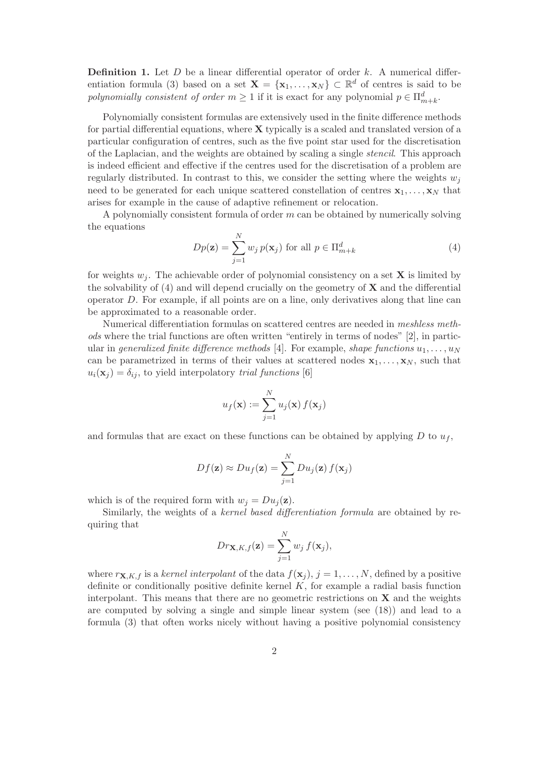**Definition 1.** Let $D$ be a linear differential operator of order $k$. A numerical differentiation formula (3) based on a set $\mathbf{X} = \{\mathbf{x}_1, \ldots, \mathbf{x}_N\} \subset \mathbb{R}^d$ of centres is said to be *polynomially consistent of order* $m \geq 1$ if it is exact for any polynomial $p \in \Pi^d_{m+k}$.

Polynomially consistent formulas are extensively used in the finite difference methods for partial differential equations, where $\mathbf{X}$ typically is a scaled and translated version of a particular configuration of centres, such as the five point star used for the discretisation of the Laplacian, and the weights are obtained by scaling a single *stencil*. This approach is indeed efficient and effective if the centres used for the discretisation of a problem are regularly distributed. In contrast to this, we consider the setting where the weights $w_j$ need to be generated for each unique scattered constellation of centres $\mathbf{x}_1, \ldots, \mathbf{x}_N$ that arises for example in the cause of adaptive refinement or relocation.

A polynomially consistent formula of order $m$ can be obtained by numerically solving the equations

$$Dp(\mathbf{z}) = \sum_{j=1}^{N} w_j \, p(\mathbf{x}_j) \text{ for all } p \in \Pi^d_{m+k} \tag{4}$$

for weights $w_j$. The achievable order of polynomial consistency on a set $\mathbf{X}$ is limited by the solvability of (4) and will depend crucially on the geometry of $\mathbf{X}$ and the differential operator $D$. For example, if all points are on a line, only derivatives along that line can be approximated to a reasonable order.

Numerical differentiation formulas on scattered centres are needed in *meshless methods* where the trial functions are often written "entirely in terms of nodes" [2], in particular in *generalized finite difference methods* [4]. For example, *shape functions* $u_1, \ldots, u_N$ can be parametrized in terms of their values at scattered nodes $\mathbf{x}_1, \ldots, \mathbf{x}_N$, such that $u_i(\mathbf{x}_j) = \delta_{ij}$, to yield interpolatory *trial functions* [6]

$$u_f(\mathbf{x}) := \sum_{j=1}^{N} u_j(\mathbf{x}) \, f(\mathbf{x}_j)$$

and formulas that are exact on these functions can be obtained by applying $D$ to $u_f$,

$$Df(\mathbf{z}) \approx Du_f(\mathbf{z}) = \sum_{j=1}^{N} Du_j(\mathbf{z}) \, f(\mathbf{x}_j)$$

which is of the required form with $w_j = Du_j(\mathbf{z})$.

Similarly, the weights of a *kernel based differentiation formula* are obtained by requiring that

$$Dr_{\mathbf{X},K,f}(\mathbf{z}) = \sum_{j=1}^{N} w_j \, f(\mathbf{x}_j),$$

where $r_{\mathbf{X},K,f}$ is a *kernel interpolant* of the data $f(\mathbf{x}_j)$, $j = 1, \ldots, N$, defined by a positive definite or conditionally positive definite kernel $K$, for example a radial basis function interpolant. This means that there are no geometric restrictions on $\mathbf{X}$ and the weights are computed by solving a single and simple linear system (see (18)) and lead to a formula (3) that often works nicely without having a positive polynomial consistency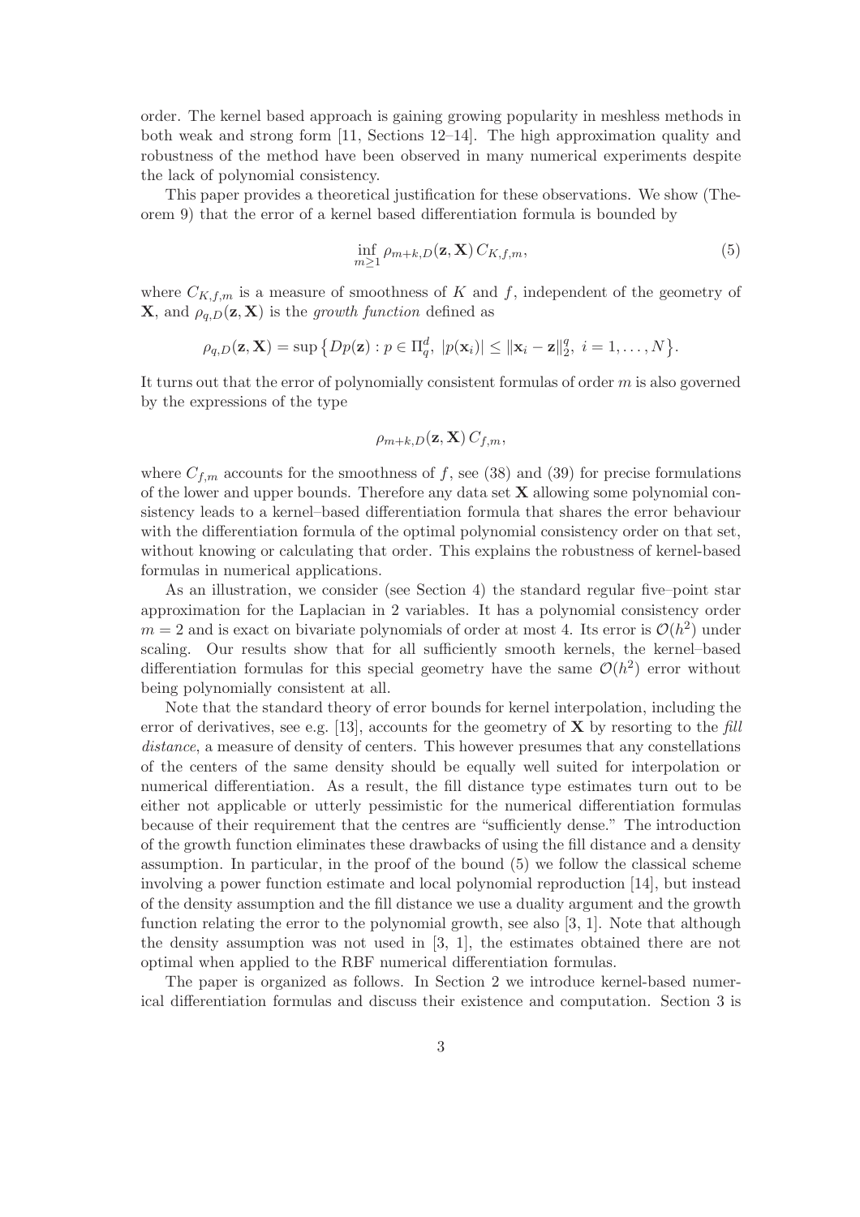order. The kernel based approach is gaining growing popularity in meshless methods in both weak and strong form [11, Sections 12–14]. The high approximation quality and robustness of the method have been observed in many numerical experiments despite the lack of polynomial consistency.

This paper provides a theoretical justification for these observations. We show (Theorem 9) that the error of a kernel based differentiation formula is bounded by

$$\inf_{m\geq 1} \rho_{m+k,D}(\mathbf{z},\mathbf{X})\, C_{K,f,m}, \tag{5}$$

where $C_{K,f,m}$ is a measure of smoothness of $K$ and $f$, independent of the geometry of $\mathbf{X}$, and $\rho_{q,D}(\mathbf{z},\mathbf{X})$ is the *growth function* defined as

$$\rho_{q,D}(\mathbf{z},\mathbf{X}) = \sup\big\{Dp(\mathbf{z}) : p \in \Pi_q^d,\ |p(\mathbf{x}_i)| \leq \|\mathbf{x}_i - \mathbf{z}\|_2^q,\ i = 1,\dots,N\big\}.$$

It turns out that the error of polynomially consistent formulas of order $m$ is also governed by the expressions of the type

$$\rho_{m+k,D}(\mathbf{z},\mathbf{X})\, C_{f,m},$$

where $C_{f,m}$ accounts for the smoothness of $f$, see (38) and (39) for precise formulations of the lower and upper bounds. Therefore any data set $\mathbf{X}$ allowing some polynomial consistency leads to a kernel–based differentiation formula that shares the error behaviour with the differentiation formula of the optimal polynomial consistency order on that set, without knowing or calculating that order. This explains the robustness of kernel-based formulas in numerical applications.

As an illustration, we consider (see Section 4) the standard regular five–point star approximation for the Laplacian in 2 variables. It has a polynomial consistency order $m = 2$ and is exact on bivariate polynomials of order at most 4. Its error is $\mathcal{O}(h^2)$ under scaling. Our results show that for all sufficiently smooth kernels, the kernel–based differentiation formulas for this special geometry have the same $\mathcal{O}(h^2)$ error without being polynomially consistent at all.

Note that the standard theory of error bounds for kernel interpolation, including the error of derivatives, see e.g. [13], accounts for the geometry of $\mathbf{X}$ by resorting to the *fill distance*, a measure of density of centers. This however presumes that any constellations of the centers of the same density should be equally well suited for interpolation or numerical differentiation. As a result, the fill distance type estimates turn out to be either not applicable or utterly pessimistic for the numerical differentiation formulas because of their requirement that the centres are "sufficiently dense." The introduction of the growth function eliminates these drawbacks of using the fill distance and a density assumption. In particular, in the proof of the bound (5) we follow the classical scheme involving a power function estimate and local polynomial reproduction [14], but instead of the density assumption and the fill distance we use a duality argument and the growth function relating the error to the polynomial growth, see also [3, 1]. Note that although the density assumption was not used in [3, 1], the estimates obtained there are not optimal when applied to the RBF numerical differentiation formulas.

The paper is organized as follows. In Section 2 we introduce kernel-based numerical differentiation formulas and discuss their existence and computation. Section 3 is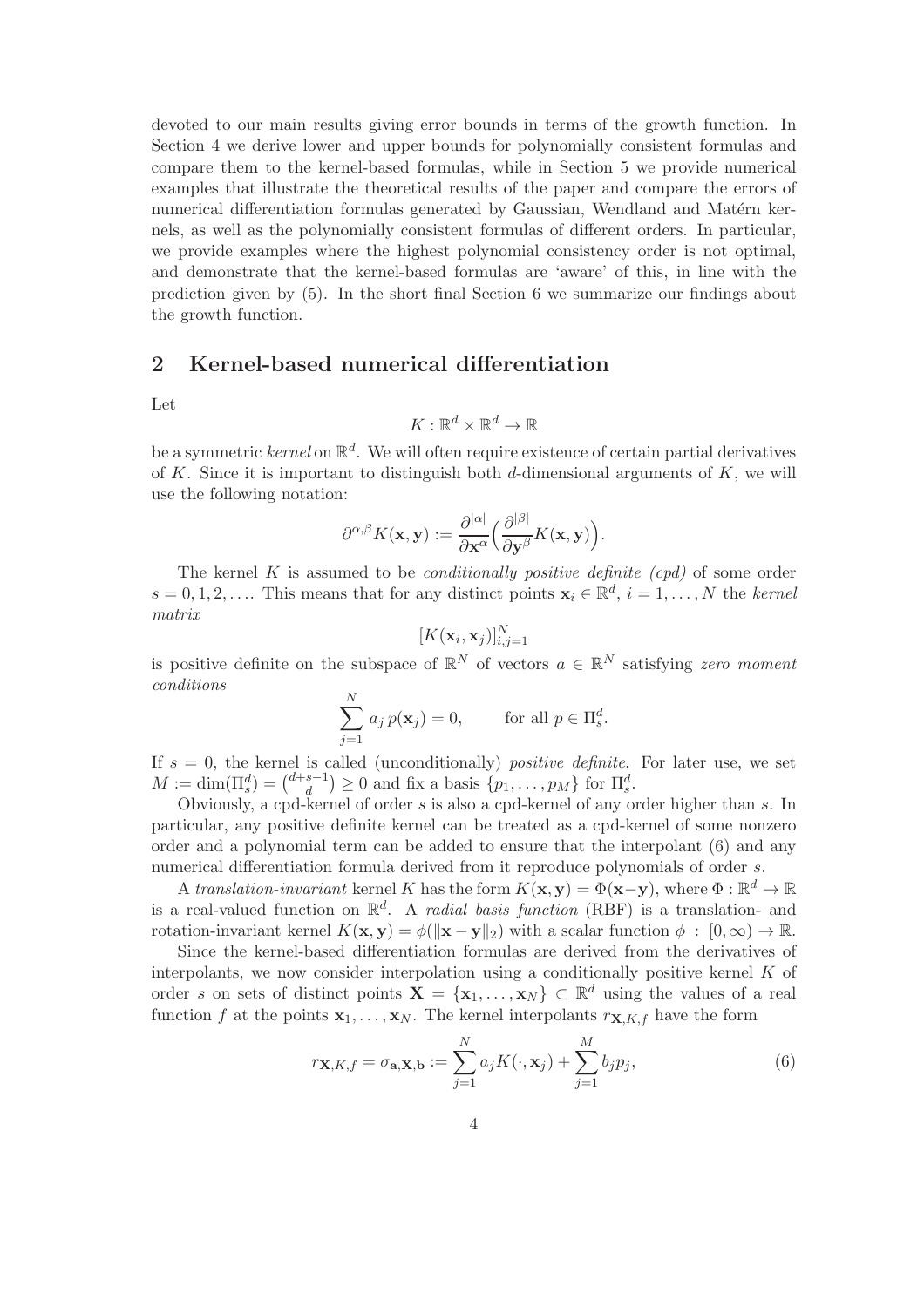devoted to our main results giving error bounds in terms of the growth function. In Section 4 we derive lower and upper bounds for polynomially consistent formulas and compare them to the kernel-based formulas, while in Section 5 we provide numerical examples that illustrate the theoretical results of the paper and compare the errors of numerical differentiation formulas generated by Gaussian, Wendland and Matérn kernels, as well as the polynomially consistent formulas of different orders. In particular, we provide examples where the highest polynomial consistency order is not optimal, and demonstrate that the kernel-based formulas are 'aware' of this, in line with the prediction given by (5). In the short final Section 6 we summarize our findings about the growth function.

## 2 Kernel-based numerical differentiation

Let

$$K : \mathbb{R}^d \times \mathbb{R}^d \to \mathbb{R}$$

be a symmetric *kernel* on $\mathbb{R}^d$. We will often require existence of certain partial derivatives of $K$. Since it is important to distinguish both $d$-dimensional arguments of $K$, we will use the following notation:

$$\partial^{\alpha,\beta} K(\mathbf{x}, \mathbf{y}) := \frac{\partial^{|\alpha|}}{\partial \mathbf{x}^\alpha} \Big( \frac{\partial^{|\beta|}}{\partial \mathbf{y}^\beta} K(\mathbf{x}, \mathbf{y}) \Big).$$

The kernel $K$ is assumed to be *conditionally positive definite (cpd)* of some order $s = 0, 1, 2, \ldots$. This means that for any distinct points $\mathbf{x}_i \in \mathbb{R}^d$, $i = 1, \ldots, N$ the *kernel matrix*

$$[K(\mathbf{x}_i, \mathbf{x}_j)]_{i,j=1}^N$$

is positive definite on the subspace of $\mathbb{R}^N$ of vectors $a \in \mathbb{R}^N$ satisfying *zero moment conditions*

$$\sum_{j=1}^N a_j \, p(\mathbf{x}_j) = 0, \qquad \text{for all } p \in \Pi_s^d.$$

If $s = 0$, the kernel is called (unconditionally) *positive definite*. For later use, we set $M := \dim(\Pi_s^d) = \binom{d+s-1}{d} \geq 0$ and fix a basis $\{p_1, \ldots, p_M\}$ for $\Pi_s^d$.

Obviously, a cpd-kernel of order $s$ is also a cpd-kernel of any order higher than $s$. In particular, any positive definite kernel can be treated as a cpd-kernel of some nonzero order and a polynomial term can be added to ensure that the interpolant (6) and any numerical differentiation formula derived from it reproduce polynomials of order $s$.

A *translation-invariant* kernel $K$ has the form $K(\mathbf{x}, \mathbf{y}) = \Phi(\mathbf{x} - \mathbf{y})$, where $\Phi : \mathbb{R}^d \to \mathbb{R}$ is a real-valued function on $\mathbb{R}^d$. A *radial basis function* (RBF) is a translation- and rotation-invariant kernel $K(\mathbf{x}, \mathbf{y}) = \phi(\|\mathbf{x} - \mathbf{y}\|_2)$ with a scalar function $\phi : [0, \infty) \to \mathbb{R}$.

Since the kernel-based differentiation formulas are derived from the derivatives of interpolants, we now consider interpolation using a conditionally positive kernel $K$ of order $s$ on sets of distinct points $\mathbf{X} = \{\mathbf{x}_1, \ldots, \mathbf{x}_N\} \subset \mathbb{R}^d$ using the values of a real function $f$ at the points $\mathbf{x}_1, \ldots, \mathbf{x}_N$. The kernel interpolants $r_{\mathbf{X},K,f}$ have the form

$$r_{\mathbf{X},K,f} = \sigma_{\mathbf{a},\mathbf{X},\mathbf{b}} := \sum_{j=1}^N a_j K(\cdot, \mathbf{x}_j) + \sum_{j=1}^M b_j p_j, \tag{6}$$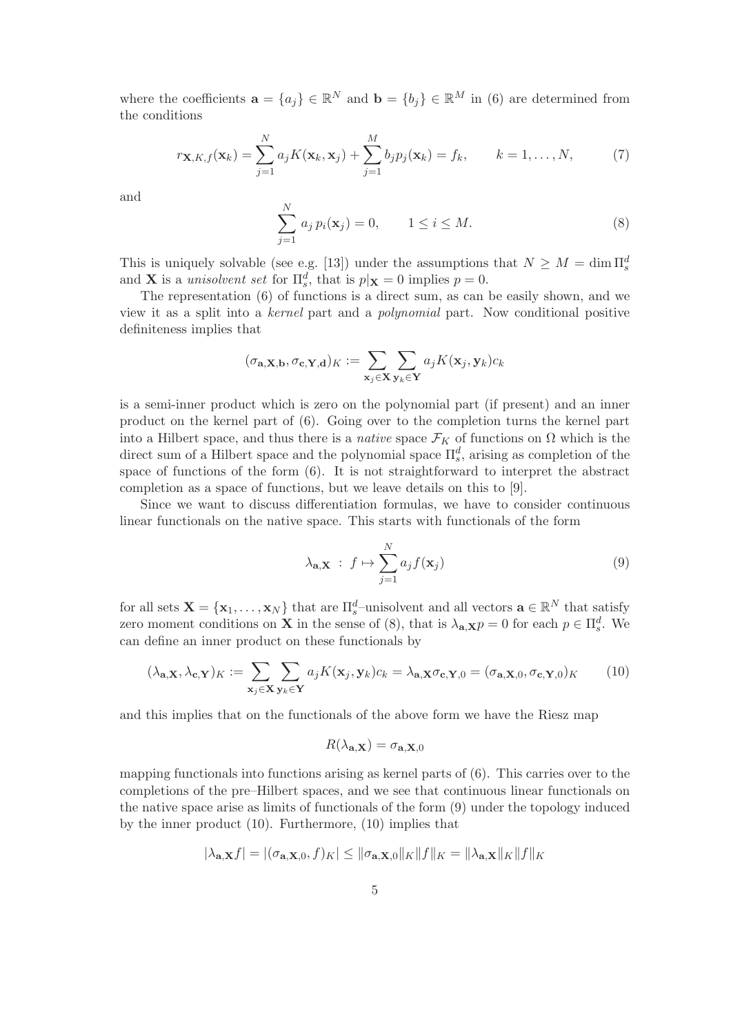where the coefficients $\mathbf{a} = \{a_j\} \in \mathbb{R}^N$ and $\mathbf{b} = \{b_j\} \in \mathbb{R}^M$ in (6) are determined from the conditions

$$r_{\mathbf{X},K,f}(\mathbf{x}_k) = \sum_{j=1}^{N} a_j K(\mathbf{x}_k, \mathbf{x}_j) + \sum_{j=1}^{M} b_j p_j(\mathbf{x}_k) = f_k, \qquad k = 1, \ldots, N, \tag{7}$$

and

$$\sum_{j=1}^{N} a_j \, p_i(\mathbf{x}_j) = 0, \qquad 1 \le i \le M. \tag{8}$$

This is uniquely solvable (see e.g. [13]) under the assumptions that $N \ge M = \dim \Pi_s^d$ and $\mathbf{X}$ is a *unisolvent set* for $\Pi_s^d$, that is $p|_{\mathbf{X}} = 0$ implies $p = 0$.

The representation (6) of functions is a direct sum, as can be easily shown, and we view it as a split into a *kernel* part and a *polynomial* part. Now conditional positive definiteness implies that

$$(\sigma_{\mathbf{a},\mathbf{X},\mathbf{b}}, \sigma_{\mathbf{c},\mathbf{Y},\mathbf{d}})_K := \sum_{\mathbf{x}_j \in \mathbf{X}} \sum_{\mathbf{y}_k \in \mathbf{Y}} a_j K(\mathbf{x}_j, \mathbf{y}_k) c_k$$

is a semi-inner product which is zero on the polynomial part (if present) and an inner product on the kernel part of (6). Going over to the completion turns the kernel part into a Hilbert space, and thus there is a *native* space $\mathcal{F}_K$ of functions on $\Omega$ which is the direct sum of a Hilbert space and the polynomial space $\Pi_s^d$, arising as completion of the space of functions of the form (6). It is not straightforward to interpret the abstract completion as a space of functions, but we leave details on this to [9].

Since we want to discuss differentiation formulas, we have to consider continuous linear functionals on the native space. This starts with functionals of the form

$$\lambda_{\mathbf{a},\mathbf{X}} \; : \; f \mapsto \sum_{j=1}^{N} a_j f(\mathbf{x}_j) \tag{9}$$

for all sets $\mathbf{X} = \{\mathbf{x}_1, \ldots, \mathbf{x}_N\}$ that are $\Pi_s^d$–unisolvent and all vectors $\mathbf{a} \in \mathbb{R}^N$ that satisfy zero moment conditions on $\mathbf{X}$ in the sense of (8), that is $\lambda_{\mathbf{a},\mathbf{X}} p = 0$ for each $p \in \Pi_s^d$. We can define an inner product on these functionals by

$$(\lambda_{\mathbf{a},\mathbf{X}}, \lambda_{\mathbf{c},\mathbf{Y}})_K := \sum_{\mathbf{x}_j \in \mathbf{X}} \sum_{\mathbf{y}_k \in \mathbf{Y}} a_j K(\mathbf{x}_j, \mathbf{y}_k) c_k = \lambda_{\mathbf{a},\mathbf{X}} \sigma_{\mathbf{c},\mathbf{Y},0} = (\sigma_{\mathbf{a},\mathbf{X},0}, \sigma_{\mathbf{c},\mathbf{Y},0})_K \tag{10}$$

and this implies that on the functionals of the above form we have the Riesz map

$$R(\lambda_{\mathbf{a},\mathbf{X}}) = \sigma_{\mathbf{a},\mathbf{X},0}$$

mapping functionals into functions arising as kernel parts of (6). This carries over to the completions of the pre–Hilbert spaces, and we see that continuous linear functionals on the native space arise as limits of functionals of the form (9) under the topology induced by the inner product (10). Furthermore, (10) implies that

$$|\lambda_{\mathbf{a},\mathbf{X}} f| = |(\sigma_{\mathbf{a},\mathbf{X},0}, f)_K| \le \|\sigma_{\mathbf{a},\mathbf{X},0}\|_K \|f\|_K = \|\lambda_{\mathbf{a},\mathbf{X}}\|_K \|f\|_K$$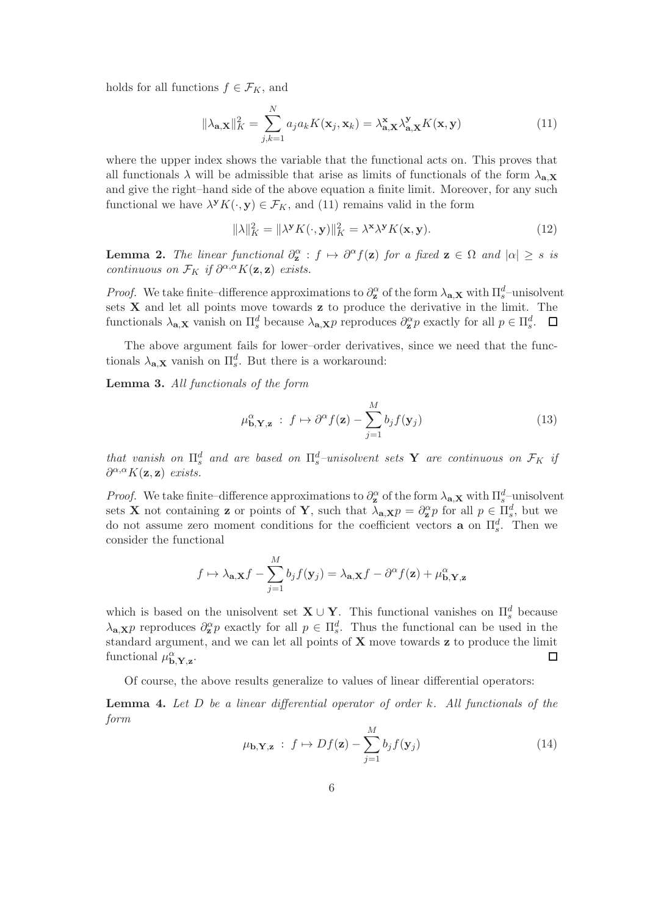holds for all functions $f \in \mathcal{F}_K$, and

$$\|\lambda_{\mathbf{a},\mathbf{X}}\|_K^2 = \sum_{j,k=1}^{N} a_j a_k K(\mathbf{x}_j, \mathbf{x}_k) = \lambda_{\mathbf{a},\mathbf{X}}^{\mathbf{x}} \lambda_{\mathbf{a},\mathbf{X}}^{\mathbf{y}} K(\mathbf{x}, \mathbf{y}) \tag{11}$$

where the upper index shows the variable that the functional acts on. This proves that all functionals $\lambda$ will be admissible that arise as limits of functionals of the form $\lambda_{\mathbf{a},\mathbf{X}}$ and give the right–hand side of the above equation a finite limit. Moreover, for any such functional we have $\lambda^{\mathbf{y}} K(\cdot, \mathbf{y}) \in \mathcal{F}_K$, and (11) remains valid in the form

$$\|\lambda\|_K^2 = \|\lambda^{\mathbf{y}} K(\cdot, \mathbf{y})\|_K^2 = \lambda^{\mathbf{x}} \lambda^{\mathbf{y}} K(\mathbf{x}, \mathbf{y}). \tag{12}$$

**Lemma 2.** *The linear functional $\partial_{\mathbf{z}}^{\alpha} : f \mapsto \partial^{\alpha} f(\mathbf{z})$ for a fixed $\mathbf{z} \in \Omega$ and $|\alpha| \geq s$ is continuous on $\mathcal{F}_K$ if $\partial^{\alpha,\alpha} K(\mathbf{z}, \mathbf{z})$ exists.*

*Proof.* We take finite–difference approximations to $\partial_{\mathbf{z}}^{\alpha}$ of the form $\lambda_{\mathbf{a},\mathbf{X}}$ with $\Pi_s^d$–unisolvent sets $\mathbf{X}$ and let all points move towards $\mathbf{z}$ to produce the derivative in the limit. The functionals $\lambda_{\mathbf{a},\mathbf{X}}$ vanish on $\Pi_s^d$ because $\lambda_{\mathbf{a},\mathbf{X}} p$ reproduces $\partial_{\mathbf{z}}^{\alpha} p$ exactly for all $p \in \Pi_s^d$. $\square$

The above argument fails for lower–order derivatives, since we need that the functionals $\lambda_{\mathbf{a},\mathbf{X}}$ vanish on $\Pi_s^d$. But there is a workaround:

**Lemma 3.** *All functionals of the form*

$$\mu_{\mathbf{b},\mathbf{Y},\mathbf{z}}^{\alpha} \; : \; f \mapsto \partial^{\alpha} f(\mathbf{z}) - \sum_{j=1}^{M} b_j f(\mathbf{y}_j) \tag{13}$$

*that vanish on $\Pi_s^d$ and are based on $\Pi_s^d$–unisolvent sets $\mathbf{Y}$ are continuous on $\mathcal{F}_K$ if $\partial^{\alpha,\alpha} K(\mathbf{z}, \mathbf{z})$ exists.*

*Proof.* We take finite–difference approximations to $\partial_{\mathbf{z}}^{\alpha}$ of the form $\lambda_{\mathbf{a},\mathbf{X}}$ with $\Pi_s^d$–unisolvent sets $\mathbf{X}$ not containing $\mathbf{z}$ or points of $\mathbf{Y}$, such that $\lambda_{\mathbf{a},\mathbf{X}} p = \partial_{\mathbf{z}}^{\alpha} p$ for all $p \in \Pi_s^d$, but we do not assume zero moment conditions for the coefficient vectors $\mathbf{a}$ on $\Pi_s^d$. Then we consider the functional

$$f \mapsto \lambda_{\mathbf{a},\mathbf{X}} f - \sum_{j=1}^{M} b_j f(\mathbf{y}_j) = \lambda_{\mathbf{a},\mathbf{X}} f - \partial^{\alpha} f(\mathbf{z}) + \mu_{\mathbf{b},\mathbf{Y},\mathbf{z}}^{\alpha}$$

which is based on the unisolvent set $\mathbf{X} \cup \mathbf{Y}$. This functional vanishes on $\Pi_s^d$ because $\lambda_{\mathbf{a},\mathbf{X}} p$ reproduces $\partial_{\mathbf{z}}^{\alpha} p$ exactly for all $p \in \Pi_s^d$. Thus the functional can be used in the standard argument, and we can let all points of $\mathbf{X}$ move towards $\mathbf{z}$ to produce the limit functional $\mu_{\mathbf{b},\mathbf{Y},\mathbf{z}}^{\alpha}$. $\square$

Of course, the above results generalize to values of linear differential operators:

**Lemma 4.** *Let $D$ be a linear differential operator of order $k$. All functionals of the form*

$$\mu_{\mathbf{b},\mathbf{Y},\mathbf{z}} \; : \; f \mapsto Df(\mathbf{z}) - \sum_{j=1}^{M} b_j f(\mathbf{y}_j) \tag{14}$$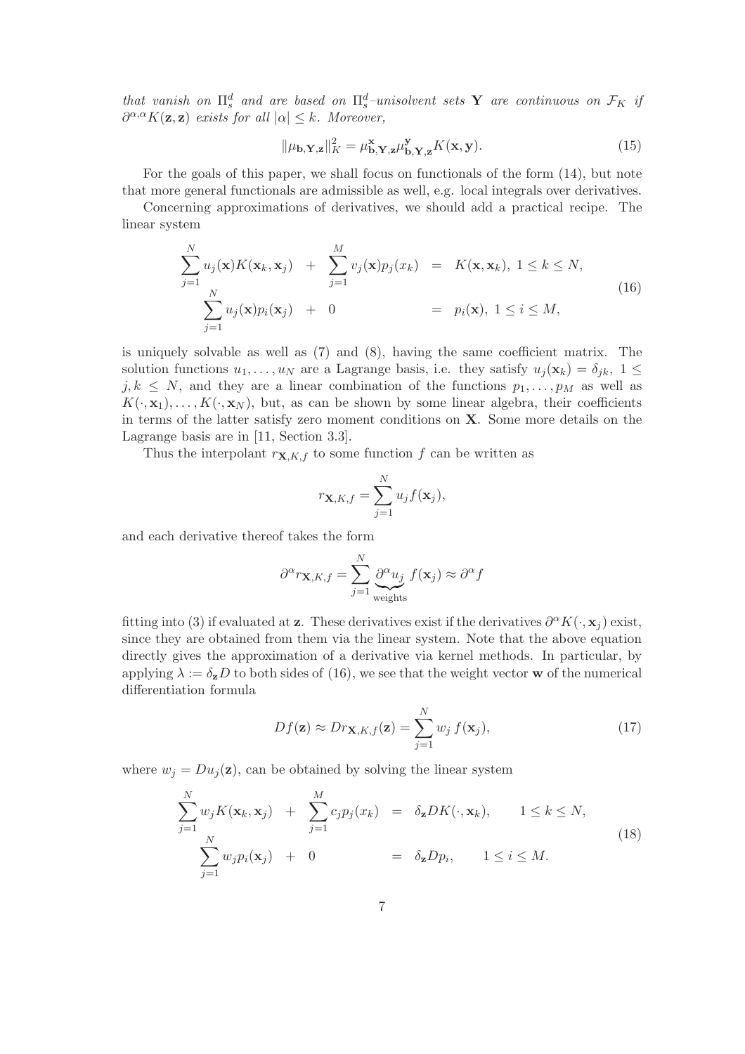*that vanish on $\Pi_s^d$ and are based on $\Pi_s^d$–unisolvent sets* $\mathbf{Y}$ *are continuous on* $\mathcal{F}_K$ *if* $\partial^{\alpha,\alpha}K(\mathbf{z},\mathbf{z})$ *exists for all* $|\alpha| \le k$. *Moreover,*

$$\|\mu_{\mathbf{b},\mathbf{Y},\mathbf{z}}\|_K^2 = \mu_{\mathbf{b},\mathbf{Y},\mathbf{z}}^{\mathbf{x}} \mu_{\mathbf{b},\mathbf{Y},\mathbf{z}}^{\mathbf{y}} K(\mathbf{x},\mathbf{y}). \tag{15}$$

For the goals of this paper, we shall focus on functionals of the form (14), but note that more general functionals are admissible as well, e.g. local integrals over derivatives.

Concerning approximations of derivatives, we should add a practical recipe. The linear system

$$\begin{array}{rcll}
\displaystyle\sum_{j=1}^N u_j(\mathbf{x})K(\mathbf{x}_k,\mathbf{x}_j) & + \displaystyle\sum_{j=1}^M v_j(\mathbf{x})p_j(x_k) & = & K(\mathbf{x},\mathbf{x}_k),\ 1 \le k \le N,\\
\displaystyle\sum_{j=1}^N u_j(\mathbf{x})p_i(\mathbf{x}_j) & + \quad 0 & = & p_i(\mathbf{x}),\ 1 \le i \le M,
\end{array} \tag{16}$$

is uniquely solvable as well as (7) and (8), having the same coefficient matrix. The solution functions $u_1,\ldots,u_N$ are a Lagrange basis, i.e. they satisfy $u_j(\mathbf{x}_k) = \delta_{jk},\ 1 \le j,k \le N$, and they are a linear combination of the functions $p_1,\ldots,p_M$ as well as $K(\cdot,\mathbf{x}_1),\ldots,K(\cdot,\mathbf{x}_N)$, but, as can be shown by some linear algebra, their coefficients in terms of the latter satisfy zero moment conditions on $\mathbf{X}$. Some more details on the Lagrange basis are in [11, Section 3.3].

Thus the interpolant $r_{\mathbf{X},K,f}$ to some function $f$ can be written as

$$r_{\mathbf{X},K,f} = \sum_{j=1}^N u_j f(\mathbf{x}_j),$$

and each derivative thereof takes the form

$$\partial^\alpha r_{\mathbf{X},K,f} = \sum_{j=1}^N \underbrace{\partial^\alpha u_j}_{\text{weights}} f(\mathbf{x}_j) \approx \partial^\alpha f$$

fitting into (3) if evaluated at $\mathbf{z}$. These derivatives exist if the derivatives $\partial^\alpha K(\cdot,\mathbf{x}_j)$ exist, since they are obtained from them via the linear system. Note that the above equation directly gives the approximation of a derivative via kernel methods. In particular, by applying $\lambda := \delta_{\mathbf{z}}D$ to both sides of (16), we see that the weight vector $\mathbf{w}$ of the numerical differentiation formula

$$Df(\mathbf{z}) \approx Dr_{\mathbf{X},K,f}(\mathbf{z}) = \sum_{j=1}^N w_j\, f(\mathbf{x}_j), \tag{17}$$

where $w_j = Du_j(\mathbf{z})$, can be obtained by solving the linear system

$$\begin{array}{rcll}
\displaystyle\sum_{j=1}^N w_j K(\mathbf{x}_k,\mathbf{x}_j) & + \displaystyle\sum_{j=1}^M c_j p_j(x_k) & = & \delta_{\mathbf{z}} D K(\cdot,\mathbf{x}_k), \qquad 1 \le k \le N,\\
\displaystyle\sum_{j=1}^N w_j p_i(\mathbf{x}_j) & + \quad 0 & = & \delta_{\mathbf{z}} D p_i, \qquad 1 \le i \le M.
\end{array} \tag{18}$$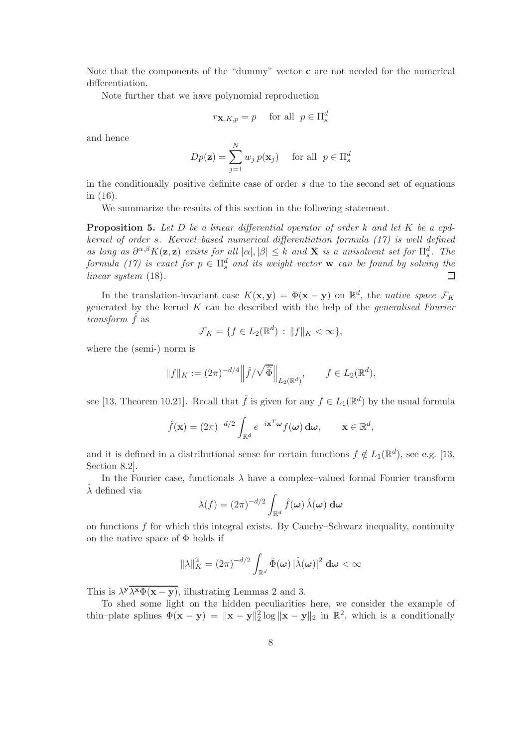Note that the components of the "dummy" vector $\mathbf{c}$ are not needed for the numerical differentiation.

Note further that we have polynomial reproduction

$$r_{\mathbf{X},K,p} = p \quad \text{for all } \; p \in \Pi_s^d$$

and hence

$$Dp(\mathbf{z}) = \sum_{j=1}^{N} w_j \, p(\mathbf{x}_j) \quad \text{for all } \; p \in \Pi_s^d$$

in the conditionally positive definite case of order $s$ due to the second set of equations in (16).

We summarize the results of this section in the following statement.

**Proposition 5.** *Let $D$ be a linear differential operator of order $k$ and let $K$ be a cpd-kernel of order $s$. Kernel–based numerical differentiation formula (17) is well defined as long as $\partial^{\alpha,\beta}K(\mathbf{z},\mathbf{z})$ exists for all $|\alpha|, |\beta| \leq k$ and $\mathbf{X}$ is a unisolvent set for $\Pi_s^d$. The formula (17) is exact for $p \in \Pi_s^d$ and its weight vector $\mathbf{w}$ can be found by solving the linear system* (18). □

In the translation-invariant case $K(\mathbf{x}, \mathbf{y}) = \Phi(\mathbf{x} - \mathbf{y})$ on $\mathbb{R}^d$, the *native space* $\mathcal{F}_K$ generated by the kernel $K$ can be described with the help of the *generalised Fourier transform* $\hat{f}$ as

$$\mathcal{F}_K = \{f \in L_2(\mathbb{R}^d) \, : \, \|f\|_K < \infty\},$$

where the (semi-) norm is

$$\|f\|_K := (2\pi)^{-d/4} \Big\| \hat{f}/\sqrt{\widehat{\Phi}} \Big\|_{L_2(\mathbb{R}^d)}, \qquad f \in L_2(\mathbb{R}^d),$$

see [13, Theorem 10.21]. Recall that $\hat{f}$ is given for any $f \in L_1(\mathbb{R}^d)$ by the usual formula

$$\hat{f}(\mathbf{x}) = (2\pi)^{-d/2} \int_{\mathbb{R}^d} e^{-i\mathbf{x}^T\boldsymbol{\omega}} f(\boldsymbol{\omega}) \, \mathbf{d}\boldsymbol{\omega}, \qquad \mathbf{x} \in \mathbb{R}^d,$$

and it is defined in a distributional sense for certain functions $f \notin L_1(\mathbb{R}^d)$, see e.g. [13, Section 8.2].

In the Fourier case, functionals $\lambda$ have a complex–valued formal Fourier transform $\hat{\lambda}$ defined via

$$\lambda(f) = (2\pi)^{-d/2} \int_{\mathbb{R}^d} \hat{f}(\boldsymbol{\omega}) \, \hat{\lambda}(\boldsymbol{\omega}) \, \mathbf{d}\boldsymbol{\omega}$$

on functions $f$ for which this integral exists. By Cauchy–Schwarz inequality, continuity on the native space of $\Phi$ holds if

$$\|\lambda\|_K^2 = (2\pi)^{-d/2} \int_{\mathbb{R}^d} \hat{\Phi}(\boldsymbol{\omega}) \, |\hat{\lambda}(\boldsymbol{\omega})|^2 \, \mathbf{d}\boldsymbol{\omega} < \infty$$

This is $\lambda^{\mathbf{y}}\overline{\lambda^{\mathbf{x}}\Phi(\mathbf{x}-\mathbf{y})}$, illustrating Lemmas 2 and 3.

To shed some light on the hidden peculiarities here, we consider the example of thin–plate splines $\Phi(\mathbf{x} - \mathbf{y}) = \|\mathbf{x} - \mathbf{y}\|_2^2 \log \|\mathbf{x} - \mathbf{y}\|_2$ in $\mathbb{R}^2$, which is a conditionally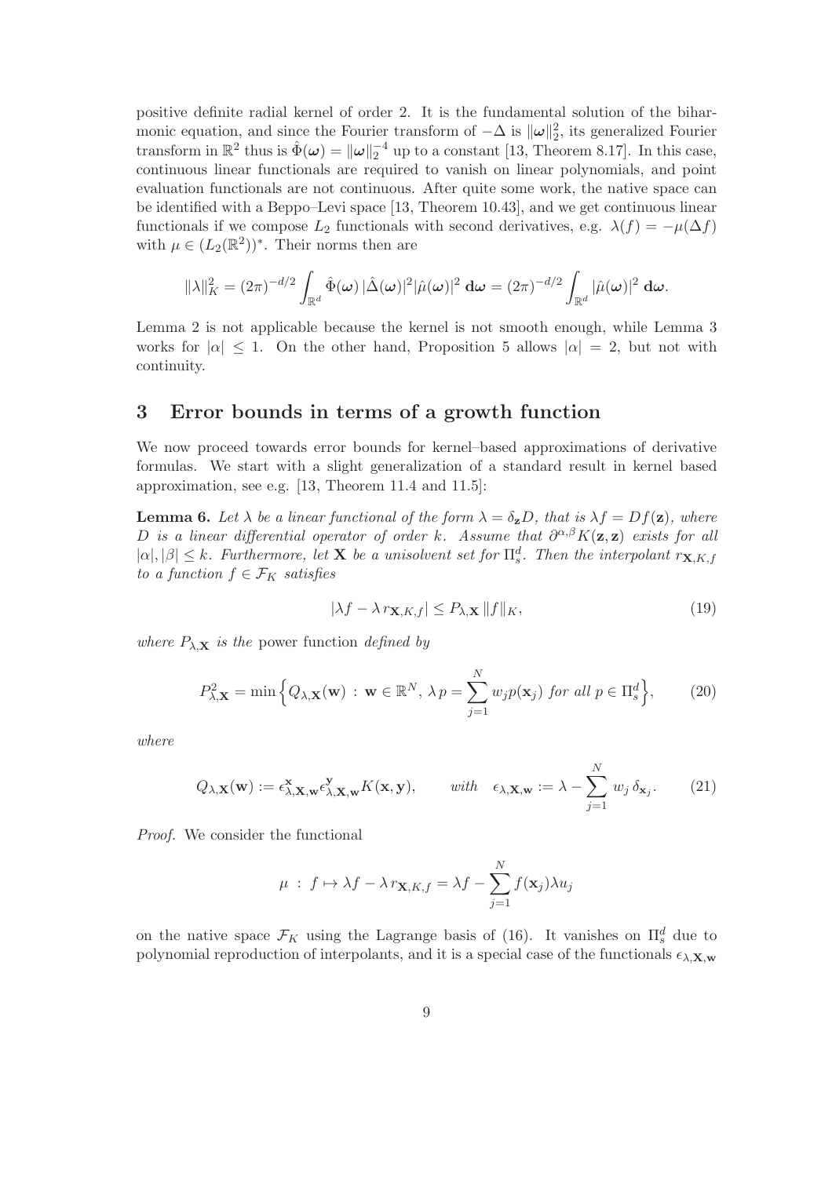positive definite radial kernel of order 2. It is the fundamental solution of the biharmonic equation, and since the Fourier transform of $-\Delta$ is $\|\boldsymbol{\omega}\|_2^2$, its generalized Fourier transform in $\mathbb{R}^2$ thus is $\hat{\Phi}(\boldsymbol{\omega}) = \|\boldsymbol{\omega}\|_2^{-4}$ up to a constant [13, Theorem 8.17]. In this case, continuous linear functionals are required to vanish on linear polynomials, and point evaluation functionals are not continuous. After quite some work, the native space can be identified with a Beppo–Levi space [13, Theorem 10.43], and we get continuous linear functionals if we compose $L_2$ functionals with second derivatives, e.g. $\lambda(f) = -\mu(\Delta f)$ with $\mu \in (L_2(\mathbb{R}^2))^*$. Their norms then are

$$\|\lambda\|_K^2 = (2\pi)^{-d/2} \int_{\mathbb{R}^d} \hat{\Phi}(\boldsymbol{\omega})\, |\hat{\Delta}(\boldsymbol{\omega})|^2 |\hat{\mu}(\boldsymbol{\omega})|^2 \, \mathbf{d}\boldsymbol{\omega} = (2\pi)^{-d/2} \int_{\mathbb{R}^d} |\hat{\mu}(\boldsymbol{\omega})|^2 \, \mathbf{d}\boldsymbol{\omega}.$$

Lemma 2 is not applicable because the kernel is not smooth enough, while Lemma 3 works for $|\alpha| \le 1$. On the other hand, Proposition 5 allows $|\alpha| = 2$, but not with continuity.

## 3 Error bounds in terms of a growth function

We now proceed towards error bounds for kernel–based approximations of derivative formulas. We start with a slight generalization of a standard result in kernel based approximation, see e.g. [13, Theorem 11.4 and 11.5]:

**Lemma 6.** *Let $\lambda$ be a linear functional of the form $\lambda = \delta_{\mathbf{z}} D$, that is $\lambda f = Df(\mathbf{z})$, where $D$ is a linear differential operator of order $k$. Assume that $\partial^{\alpha,\beta} K(\mathbf{z}, \mathbf{z})$ exists for all $|\alpha|, |\beta| \le k$. Furthermore, let $\mathbf{X}$ be a unisolvent set for $\Pi_s^d$. Then the interpolant $r_{\mathbf{X},K,f}$ to a function $f \in \mathcal{F}_K$ satisfies*

$$|\lambda f - \lambda\, r_{\mathbf{X},K,f}| \le P_{\lambda,\mathbf{X}}\, \|f\|_K, \tag{19}$$

*where $P_{\lambda,\mathbf{X}}$ is the* power function *defined by*

$$P_{\lambda,\mathbf{X}}^2 = \min\Big\{ Q_{\lambda,\mathbf{X}}(\mathbf{w}) \,:\, \mathbf{w} \in \mathbb{R}^N,\, \lambda\, p = \sum_{j=1}^N w_j p(\mathbf{x}_j) \text{ for all } p \in \Pi_s^d \Big\}, \tag{20}$$

*where*

$$Q_{\lambda,\mathbf{X}}(\mathbf{w}) := \epsilon_{\lambda,\mathbf{X},\mathbf{w}}^{\mathbf{x}} \epsilon_{\lambda,\mathbf{X},\mathbf{w}}^{\mathbf{y}} K(\mathbf{x}, \mathbf{y}), \qquad \text{with} \quad \epsilon_{\lambda,\mathbf{X},\mathbf{w}} := \lambda - \sum_{j=1}^N w_j\, \delta_{\mathbf{x}_j}. \tag{21}$$

*Proof.* We consider the functional

$$\mu \,:\, f \mapsto \lambda f - \lambda\, r_{\mathbf{X},K,f} = \lambda f - \sum_{j=1}^N f(\mathbf{x}_j) \lambda u_j$$

on the native space $\mathcal{F}_K$ using the Lagrange basis of (16). It vanishes on $\Pi_s^d$ due to polynomial reproduction of interpolants, and it is a special case of the functionals $\epsilon_{\lambda,\mathbf{X},\mathbf{w}}$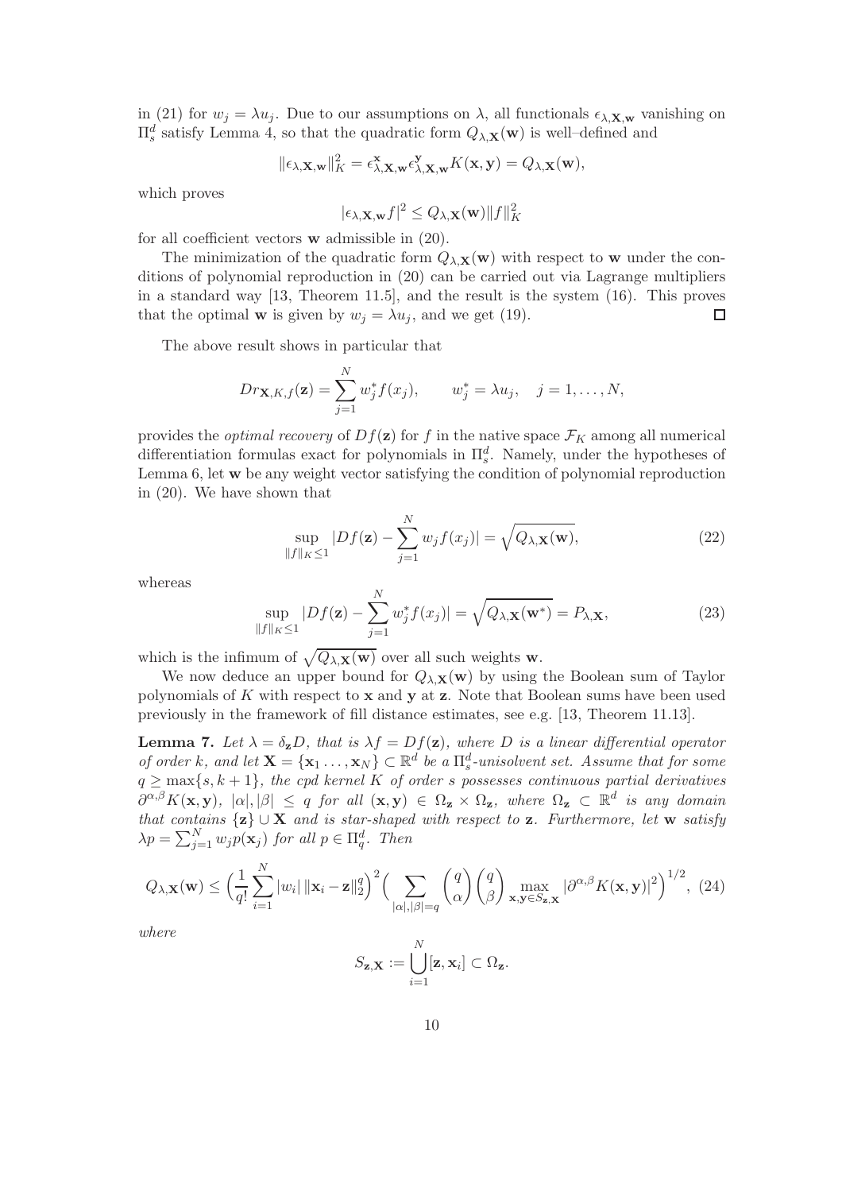in (21) for $w_j = \lambda u_j$. Due to our assumptions on $\lambda$, all functionals $\epsilon_{\lambda,\mathbf{X},\mathbf{w}}$ vanishing on $\Pi_s^d$ satisfy Lemma 4, so that the quadratic form $Q_{\lambda,\mathbf{X}}(\mathbf{w})$ is well–defined and

$$\|\epsilon_{\lambda,\mathbf{X},\mathbf{w}}\|_K^2 = \epsilon_{\lambda,\mathbf{X},\mathbf{w}}^{\mathbf{x}} \epsilon_{\lambda,\mathbf{X},\mathbf{w}}^{\mathbf{y}} K(\mathbf{x},\mathbf{y}) = Q_{\lambda,\mathbf{X}}(\mathbf{w}),$$

which proves

$$|\epsilon_{\lambda,\mathbf{X},\mathbf{w}} f|^2 \le Q_{\lambda,\mathbf{X}}(\mathbf{w}) \|f\|_K^2$$

for all coefficient vectors $\mathbf{w}$ admissible in (20).

The minimization of the quadratic form $Q_{\lambda,\mathbf{X}}(\mathbf{w})$ with respect to $\mathbf{w}$ under the conditions of polynomial reproduction in (20) can be carried out via Lagrange multipliers in a standard way [13, Theorem 11.5], and the result is the system (16). This proves that the optimal $\mathbf{w}$ is given by $w_j = \lambda u_j$, and we get (19). □

The above result shows in particular that

$$Dr_{\mathbf{X},K,f}(\mathbf{z}) = \sum_{j=1}^N w_j^* f(x_j), \qquad w_j^* = \lambda u_j, \quad j = 1, \dots, N,$$

provides the *optimal recovery* of $Df(\mathbf{z})$ for $f$ in the native space $\mathcal{F}_K$ among all numerical differentiation formulas exact for polynomials in $\Pi_s^d$. Namely, under the hypotheses of Lemma 6, let $\mathbf{w}$ be any weight vector satisfying the condition of polynomial reproduction in (20). We have shown that

$$\sup_{\|f\|_K \le 1} |Df(\mathbf{z}) - \sum_{j=1}^N w_j f(x_j)| = \sqrt{Q_{\lambda,\mathbf{X}}(\mathbf{w})}, \tag{22}$$

whereas

$$\sup_{\|f\|_K \le 1} |Df(\mathbf{z}) - \sum_{j=1}^N w_j^* f(x_j)| = \sqrt{Q_{\lambda,\mathbf{X}}(\mathbf{w}^*)} = P_{\lambda,\mathbf{X}}, \tag{23}$$

which is the infimum of $\sqrt{Q_{\lambda,\mathbf{X}}(\mathbf{w})}$ over all such weights $\mathbf{w}$.

We now deduce an upper bound for $Q_{\lambda,\mathbf{X}}(\mathbf{w})$ by using the Boolean sum of Taylor polynomials of $K$ with respect to $\mathbf{x}$ and $\mathbf{y}$ at $\mathbf{z}$. Note that Boolean sums have been used previously in the framework of fill distance estimates, see e.g. [13, Theorem 11.13].

**Lemma 7.** *Let $\lambda = \delta_{\mathbf{z}} D$, that is $\lambda f = Df(\mathbf{z})$, where $D$ is a linear differential operator of order $k$, and let $\mathbf{X} = \{\mathbf{x}_1 \dots, \mathbf{x}_N\} \subset \mathbb{R}^d$ be a $\Pi_s^d$-unisolvent set. Assume that for some $q \ge \max\{s, k+1\}$, the cpd kernel $K$ of order $s$ possesses continuous partial derivatives $\partial^{\alpha,\beta} K(\mathbf{x},\mathbf{y})$, $|\alpha|, |\beta| \le q$ for all $(\mathbf{x},\mathbf{y}) \in \Omega_{\mathbf{z}} \times \Omega_{\mathbf{z}}$, where $\Omega_{\mathbf{z}} \subset \mathbb{R}^d$ is any domain that contains $\{\mathbf{z}\} \cup \mathbf{X}$ and is star-shaped with respect to $\mathbf{z}$. Furthermore, let $\mathbf{w}$ satisfy $\lambda p = \sum_{j=1}^N w_j p(\mathbf{x}_j)$ for all $p \in \Pi_q^d$. Then*

$$Q_{\lambda,\mathbf{X}}(\mathbf{w}) \le \Big( \frac{1}{q!} \sum_{i=1}^N |w_i| \, \|\mathbf{x}_i - \mathbf{z}\|_2^q \Big)^2 \Big( \sum_{|\alpha|,|\beta|=q} \binom{q}{\alpha} \binom{q}{\beta} \max_{\mathbf{x},\mathbf{y} \in S_{\mathbf{z},\mathbf{X}}} |\partial^{\alpha,\beta} K(\mathbf{x},\mathbf{y})|^2 \Big)^{1/2}, \tag{24}$$

*where*

$$S_{\mathbf{z},\mathbf{X}} := \bigcup_{i=1}^N [\mathbf{z}, \mathbf{x}_i] \subset \Omega_{\mathbf{z}}.$$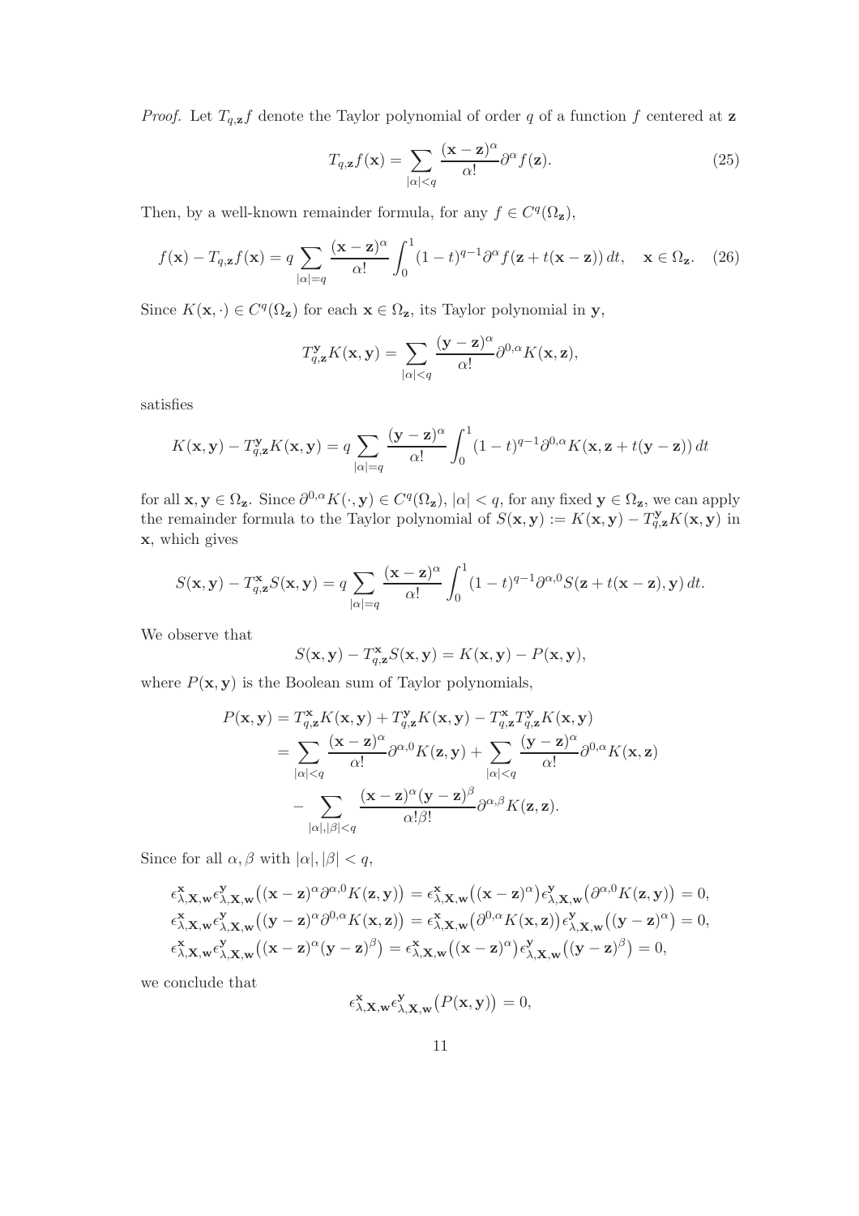*Proof.* Let $T_{q,\mathbf{z}}f$ denote the Taylor polynomial of order $q$ of a function $f$ centered at $\mathbf{z}$

$$
T_{q,\mathbf{z}}f(\mathbf{x}) = \sum_{|\alpha|<q} \frac{(\mathbf{x}-\mathbf{z})^\alpha}{\alpha!} \partial^\alpha f(\mathbf{z}). \tag{25}
$$

Then, by a well-known remainder formula, for any $f \in C^q(\Omega_\mathbf{z})$,

$$
f(\mathbf{x}) - T_{q,\mathbf{z}}f(\mathbf{x}) = q \sum_{|\alpha|=q} \frac{(\mathbf{x}-\mathbf{z})^\alpha}{\alpha!} \int_0^1 (1-t)^{q-1} \partial^\alpha f(\mathbf{z} + t(\mathbf{x}-\mathbf{z}))\, dt, \quad \mathbf{x} \in \Omega_\mathbf{z}. \tag{26}
$$

Since $K(\mathbf{x}, \cdot) \in C^q(\Omega_\mathbf{z})$ for each $\mathbf{x} \in \Omega_\mathbf{z}$, its Taylor polynomial in $\mathbf{y}$,

$$
T^{\mathbf{y}}_{q,\mathbf{z}} K(\mathbf{x}, \mathbf{y}) = \sum_{|\alpha|<q} \frac{(\mathbf{y}-\mathbf{z})^\alpha}{\alpha!} \partial^{0,\alpha} K(\mathbf{x}, \mathbf{z}),
$$

satisfies

$$
K(\mathbf{x}, \mathbf{y}) - T^{\mathbf{y}}_{q,\mathbf{z}} K(\mathbf{x}, \mathbf{y}) = q \sum_{|\alpha|=q} \frac{(\mathbf{y}-\mathbf{z})^\alpha}{\alpha!} \int_0^1 (1-t)^{q-1} \partial^{0,\alpha} K(\mathbf{x}, \mathbf{z} + t(\mathbf{y}-\mathbf{z}))\, dt
$$

for all $\mathbf{x}, \mathbf{y} \in \Omega_\mathbf{z}$. Since $\partial^{0,\alpha} K(\cdot, \mathbf{y}) \in C^q(\Omega_\mathbf{z})$, $|\alpha| < q$, for any fixed $\mathbf{y} \in \Omega_\mathbf{z}$, we can apply the remainder formula to the Taylor polynomial of $S(\mathbf{x}, \mathbf{y}) := K(\mathbf{x}, \mathbf{y}) - T^{\mathbf{y}}_{q,\mathbf{z}} K(\mathbf{x}, \mathbf{y})$ in $\mathbf{x}$, which gives

$$
S(\mathbf{x}, \mathbf{y}) - T^{\mathbf{x}}_{q,\mathbf{z}} S(\mathbf{x}, \mathbf{y}) = q \sum_{|\alpha|=q} \frac{(\mathbf{x}-\mathbf{z})^\alpha}{\alpha!} \int_0^1 (1-t)^{q-1} \partial^{\alpha,0} S(\mathbf{z} + t(\mathbf{x}-\mathbf{z}), \mathbf{y})\, dt.
$$

We observe that

$$
S(\mathbf{x}, \mathbf{y}) - T^{\mathbf{x}}_{q,\mathbf{z}} S(\mathbf{x}, \mathbf{y}) = K(\mathbf{x}, \mathbf{y}) - P(\mathbf{x}, \mathbf{y}),
$$

where $P(\mathbf{x}, \mathbf{y})$ is the Boolean sum of Taylor polynomials,

$$
\begin{aligned}
P(\mathbf{x}, \mathbf{y}) &= T^{\mathbf{x}}_{q,\mathbf{z}} K(\mathbf{x}, \mathbf{y}) + T^{\mathbf{y}}_{q,\mathbf{z}} K(\mathbf{x}, \mathbf{y}) - T^{\mathbf{x}}_{q,\mathbf{z}} T^{\mathbf{y}}_{q,\mathbf{z}} K(\mathbf{x}, \mathbf{y}) \\
&= \sum_{|\alpha|<q} \frac{(\mathbf{x}-\mathbf{z})^\alpha}{\alpha!} \partial^{\alpha,0} K(\mathbf{z}, \mathbf{y}) + \sum_{|\alpha|<q} \frac{(\mathbf{y}-\mathbf{z})^\alpha}{\alpha!} \partial^{0,\alpha} K(\mathbf{x}, \mathbf{z}) \\
&\quad - \sum_{|\alpha|,|\beta|<q} \frac{(\mathbf{x}-\mathbf{z})^\alpha (\mathbf{y}-\mathbf{z})^\beta}{\alpha! \beta!} \partial^{\alpha,\beta} K(\mathbf{z}, \mathbf{z}).
\end{aligned}
$$

Since for all $\alpha, \beta$ with $|\alpha|, |\beta| < q$,

$$
\begin{aligned}
&\epsilon^{\mathbf{x}}_{\lambda,\mathbf{X},\mathbf{w}} \epsilon^{\mathbf{y}}_{\lambda,\mathbf{X},\mathbf{w}} \big( (\mathbf{x}-\mathbf{z})^\alpha \partial^{\alpha,0} K(\mathbf{z}, \mathbf{y}) \big) = \epsilon^{\mathbf{x}}_{\lambda,\mathbf{X},\mathbf{w}} \big( (\mathbf{x}-\mathbf{z})^\alpha \big) \epsilon^{\mathbf{y}}_{\lambda,\mathbf{X},\mathbf{w}} \big( \partial^{\alpha,0} K(\mathbf{z}, \mathbf{y}) \big) = 0, \\
&\epsilon^{\mathbf{x}}_{\lambda,\mathbf{X},\mathbf{w}} \epsilon^{\mathbf{y}}_{\lambda,\mathbf{X},\mathbf{w}} \big( (\mathbf{y}-\mathbf{z})^\alpha \partial^{0,\alpha} K(\mathbf{x}, \mathbf{z}) \big) = \epsilon^{\mathbf{x}}_{\lambda,\mathbf{X},\mathbf{w}} \big( \partial^{0,\alpha} K(\mathbf{x}, \mathbf{z}) \big) \epsilon^{\mathbf{y}}_{\lambda,\mathbf{X},\mathbf{w}} \big( (\mathbf{y}-\mathbf{z})^\alpha \big) = 0, \\
&\epsilon^{\mathbf{x}}_{\lambda,\mathbf{X},\mathbf{w}} \epsilon^{\mathbf{y}}_{\lambda,\mathbf{X},\mathbf{w}} \big( (\mathbf{x}-\mathbf{z})^\alpha (\mathbf{y}-\mathbf{z})^\beta \big) = \epsilon^{\mathbf{x}}_{\lambda,\mathbf{X},\mathbf{w}} \big( (\mathbf{x}-\mathbf{z})^\alpha \big) \epsilon^{\mathbf{y}}_{\lambda,\mathbf{X},\mathbf{w}} \big( (\mathbf{y}-\mathbf{z})^\beta \big) = 0,
\end{aligned}
$$

we conclude that

$$
\epsilon^{\mathbf{x}}_{\lambda,\mathbf{X},\mathbf{w}} \epsilon^{\mathbf{y}}_{\lambda,\mathbf{X},\mathbf{w}} \big( P(\mathbf{x}, \mathbf{y}) \big) = 0,
$$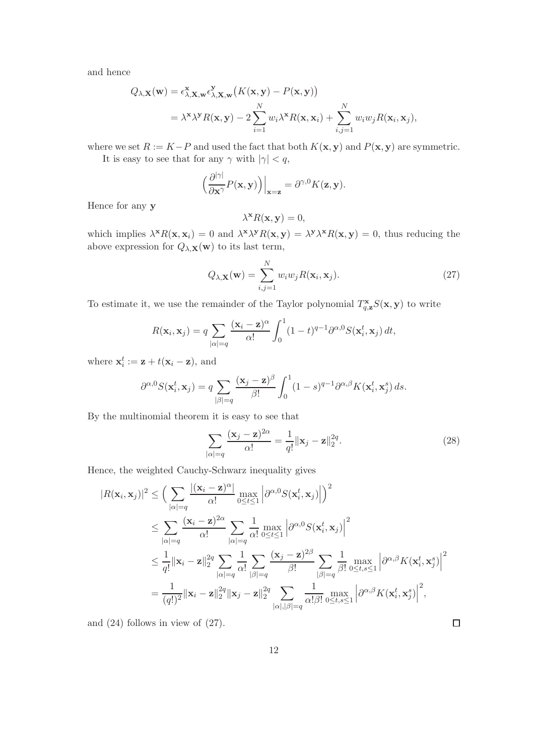and hence

$$
\begin{aligned}
Q_{\lambda,\mathbf{X}}(\mathbf{w}) &= \epsilon^{\mathbf{x}}_{\lambda,\mathbf{X},\mathbf{w}}\epsilon^{\mathbf{y}}_{\lambda,\mathbf{X},\mathbf{w}}\big(K(\mathbf{x},\mathbf{y}) - P(\mathbf{x},\mathbf{y})\big)\\
&= \lambda^{\mathbf{x}}\lambda^{\mathbf{y}}R(\mathbf{x},\mathbf{y}) - 2\sum_{i=1}^{N} w_i\lambda^{\mathbf{x}}R(\mathbf{x},\mathbf{x}_i) + \sum_{i,j=1}^{N} w_i w_j R(\mathbf{x}_i,\mathbf{x}_j),
\end{aligned}
$$

where we set $R := K - P$ and used the fact that both $K(\mathbf{x},\mathbf{y})$ and $P(\mathbf{x},\mathbf{y})$ are symmetric.

It is easy to see that for any $\gamma$ with $|\gamma| < q$,

$$
\Big(\frac{\partial^{|\gamma|}}{\partial \mathbf{x}^{\gamma}}P(\mathbf{x},\mathbf{y})\Big)\Big|_{\mathbf{x}=\mathbf{z}} = \partial^{\gamma,0}K(\mathbf{z},\mathbf{y}).
$$

Hence for any $\mathbf{y}$

$$
\lambda^{\mathbf{x}}R(\mathbf{x},\mathbf{y}) = 0,
$$

which implies $\lambda^{\mathbf{x}}R(\mathbf{x},\mathbf{x}_i) = 0$ and $\lambda^{\mathbf{x}}\lambda^{\mathbf{y}}R(\mathbf{x},\mathbf{y}) = \lambda^{\mathbf{y}}\lambda^{\mathbf{x}}R(\mathbf{x},\mathbf{y}) = 0$, thus reducing the above expression for $Q_{\lambda,\mathbf{X}}(\mathbf{w})$ to its last term,

$$
Q_{\lambda,\mathbf{X}}(\mathbf{w}) = \sum_{i,j=1}^{N} w_i w_j R(\mathbf{x}_i,\mathbf{x}_j). \tag{27}
$$

To estimate it, we use the remainder of the Taylor polynomial $T^{\mathbf{x}}_{q,\mathbf{z}}S(\mathbf{x},\mathbf{y})$ to write

$$
R(\mathbf{x}_i,\mathbf{x}_j) = q\sum_{|\alpha|=q}\frac{(\mathbf{x}_i-\mathbf{z})^{\alpha}}{\alpha!}\int_0^1(1-t)^{q-1}\partial^{\alpha,0}S(\mathbf{x}_i^t,\mathbf{x}_j)\,dt,
$$

where $\mathbf{x}_i^t := \mathbf{z} + t(\mathbf{x}_i - \mathbf{z})$, and

$$
\partial^{\alpha,0}S(\mathbf{x}_i^t,\mathbf{x}_j) = q\sum_{|\beta|=q}\frac{(\mathbf{x}_j-\mathbf{z})^{\beta}}{\beta!}\int_0^1(1-s)^{q-1}\partial^{\alpha,\beta}K(\mathbf{x}_i^t,\mathbf{x}_j^s)\,ds.
$$

By the multinomial theorem it is easy to see that

$$
\sum_{|\alpha|=q}\frac{(\mathbf{x}_j-\mathbf{z})^{2\alpha}}{\alpha!} = \frac{1}{q!}\|\mathbf{x}_j-\mathbf{z}\|_2^{2q}. \tag{28}
$$

Hence, the weighted Cauchy-Schwarz inequality gives

$$
\begin{aligned}
|R(\mathbf{x}_i,\mathbf{x}_j)|^2 &\le \Big(\sum_{|\alpha|=q}\frac{|(\mathbf{x}_i-\mathbf{z})^{\alpha}|}{\alpha!}\max_{0\le t\le 1}\Big|\partial^{\alpha,0}S(\mathbf{x}_i^t,\mathbf{x}_j)\Big|\Big)^2\\
&\le \sum_{|\alpha|=q}\frac{(\mathbf{x}_i-\mathbf{z})^{2\alpha}}{\alpha!}\sum_{|\alpha|=q}\frac{1}{\alpha!}\max_{0\le t\le 1}\Big|\partial^{\alpha,0}S(\mathbf{x}_i^t,\mathbf{x}_j)\Big|^2\\
&\le \frac{1}{q!}\|\mathbf{x}_i-\mathbf{z}\|_2^{2q}\sum_{|\alpha|=q}\frac{1}{\alpha!}\sum_{|\beta|=q}\frac{(\mathbf{x}_j-\mathbf{z})^{2\beta}}{\beta!}\sum_{|\beta|=q}\frac{1}{\beta!}\max_{0\le t,s\le 1}\Big|\partial^{\alpha,\beta}K(\mathbf{x}_i^t,\mathbf{x}_j^s)\Big|^2\\
&= \frac{1}{(q!)^2}\|\mathbf{x}_i-\mathbf{z}\|_2^{2q}\|\mathbf{x}_j-\mathbf{z}\|_2^{2q}\sum_{|\alpha|,|\beta|=q}\frac{1}{\alpha!\beta!}\max_{0\le t,s\le 1}\Big|\partial^{\alpha,\beta}K(\mathbf{x}_i^t,\mathbf{x}_j^s)\Big|^2,
\end{aligned}
$$

and (24) follows in view of (27). $\square$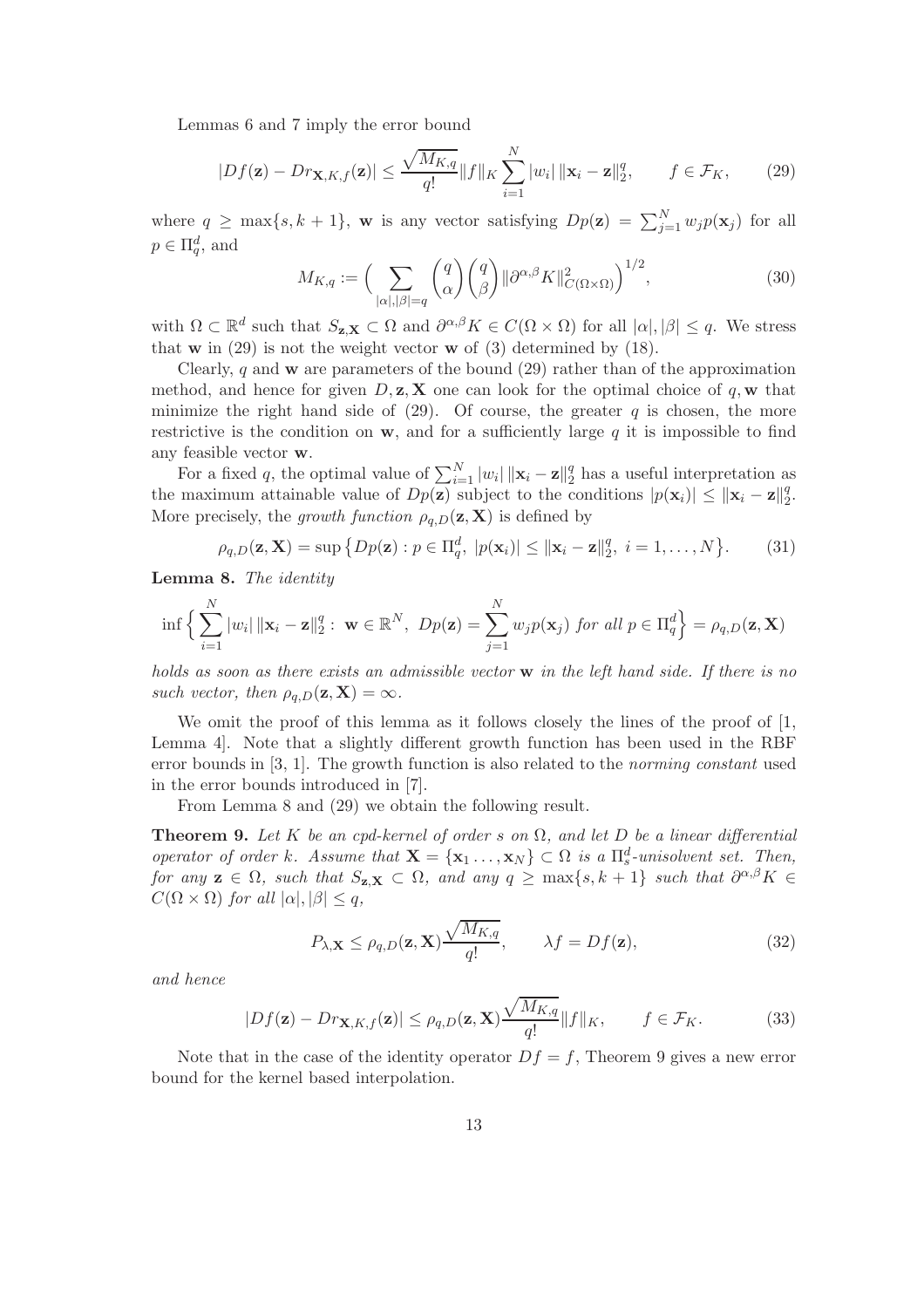Lemmas 6 and 7 imply the error bound

$$|Df(\mathbf{z}) - Dr_{\mathbf{X},K,f}(\mathbf{z})| \leq \frac{\sqrt{M_{K,q}}}{q!} \|f\|_K \sum_{i=1}^{N} |w_i| \, \|\mathbf{x}_i - \mathbf{z}\|_2^q, \qquad f \in \mathcal{F}_K, \tag{29}$$

where $q \geq \max\{s, k+1\}$, $\mathbf{w}$ is any vector satisfying $Dp(\mathbf{z}) = \sum_{j=1}^{N} w_j p(\mathbf{x}_j)$ for all $p \in \Pi_q^d$, and

$$M_{K,q} := \Big( \sum_{|\alpha|,|\beta|=q} \binom{q}{\alpha} \binom{q}{\beta} \|\partial^{\alpha,\beta} K\|^2_{C(\Omega \times \Omega)} \Big)^{1/2}, \tag{30}$$

with $\Omega \subset \mathbb{R}^d$ such that $S_{\mathbf{z},\mathbf{X}} \subset \Omega$ and $\partial^{\alpha,\beta} K \in C(\Omega \times \Omega)$ for all $|\alpha|, |\beta| \leq q$. We stress that $\mathbf{w}$ in (29) is not the weight vector $\mathbf{w}$ of (3) determined by (18).

Clearly, $q$ and $\mathbf{w}$ are parameters of the bound (29) rather than of the approximation method, and hence for given $D, \mathbf{z}, \mathbf{X}$ one can look for the optimal choice of $q, \mathbf{w}$ that minimize the right hand side of (29). Of course, the greater $q$ is chosen, the more restrictive is the condition on $\mathbf{w}$, and for a sufficiently large $q$ it is impossible to find any feasible vector $\mathbf{w}$.

For a fixed $q$, the optimal value of $\sum_{i=1}^{N} |w_i| \, \|\mathbf{x}_i - \mathbf{z}\|_2^q$ has a useful interpretation as the maximum attainable value of $Dp(\mathbf{z})$ subject to the conditions $|p(\mathbf{x}_i)| \leq \|\mathbf{x}_i - \mathbf{z}\|_2^q$. More precisely, the *growth function* $\rho_{q,D}(\mathbf{z}, \mathbf{X})$ is defined by

$$\rho_{q,D}(\mathbf{z}, \mathbf{X}) = \sup \big\{ Dp(\mathbf{z}) : p \in \Pi_q^d, \ |p(\mathbf{x}_i)| \leq \|\mathbf{x}_i - \mathbf{z}\|_2^q, \ i = 1, \ldots, N \big\}. \tag{31}$$

**Lemma 8.** *The identity*

$$\inf \Big\{ \sum_{i=1}^{N} |w_i| \, \|\mathbf{x}_i - \mathbf{z}\|_2^q : \ \mathbf{w} \in \mathbb{R}^N, \ Dp(\mathbf{z}) = \sum_{j=1}^{N} w_j p(\mathbf{x}_j) \text{ for all } p \in \Pi_q^d \Big\} = \rho_{q,D}(\mathbf{z}, \mathbf{X})$$

*holds as soon as there exists an admissible vector* $\mathbf{w}$ *in the left hand side. If there is no such vector, then* $\rho_{q,D}(\mathbf{z}, \mathbf{X}) = \infty$.

We omit the proof of this lemma as it follows closely the lines of the proof of [1, Lemma 4]. Note that a slightly different growth function has been used in the RBF error bounds in [3, 1]. The growth function is also related to the *norming constant* used in the error bounds introduced in [7].

From Lemma 8 and (29) we obtain the following result.

**Theorem 9.** *Let* $K$ *be an cpd-kernel of order* $s$ *on* $\Omega$, *and let* $D$ *be a linear differential operator of order* $k$. *Assume that* $\mathbf{X} = \{\mathbf{x}_1 \ldots, \mathbf{x}_N\} \subset \Omega$ *is a* $\Pi_s^d$*-unisolvent set. Then, for any* $\mathbf{z} \in \Omega$, *such that* $S_{\mathbf{z},\mathbf{X}} \subset \Omega$, *and any* $q \geq \max\{s, k+1\}$ *such that* $\partial^{\alpha,\beta} K \in C(\Omega \times \Omega)$ *for all* $|\alpha|, |\beta| \leq q$,

$$P_{\lambda,\mathbf{X}} \leq \rho_{q,D}(\mathbf{z}, \mathbf{X}) \frac{\sqrt{M_{K,q}}}{q!}, \qquad \lambda f = Df(\mathbf{z}), \tag{32}$$

*and hence*

$$|Df(\mathbf{z}) - Dr_{\mathbf{X},K,f}(\mathbf{z})| \leq \rho_{q,D}(\mathbf{z}, \mathbf{X}) \frac{\sqrt{M_{K,q}}}{q!} \|f\|_K, \qquad f \in \mathcal{F}_K. \tag{33}$$

Note that in the case of the identity operator $Df = f$, Theorem 9 gives a new error bound for the kernel based interpolation.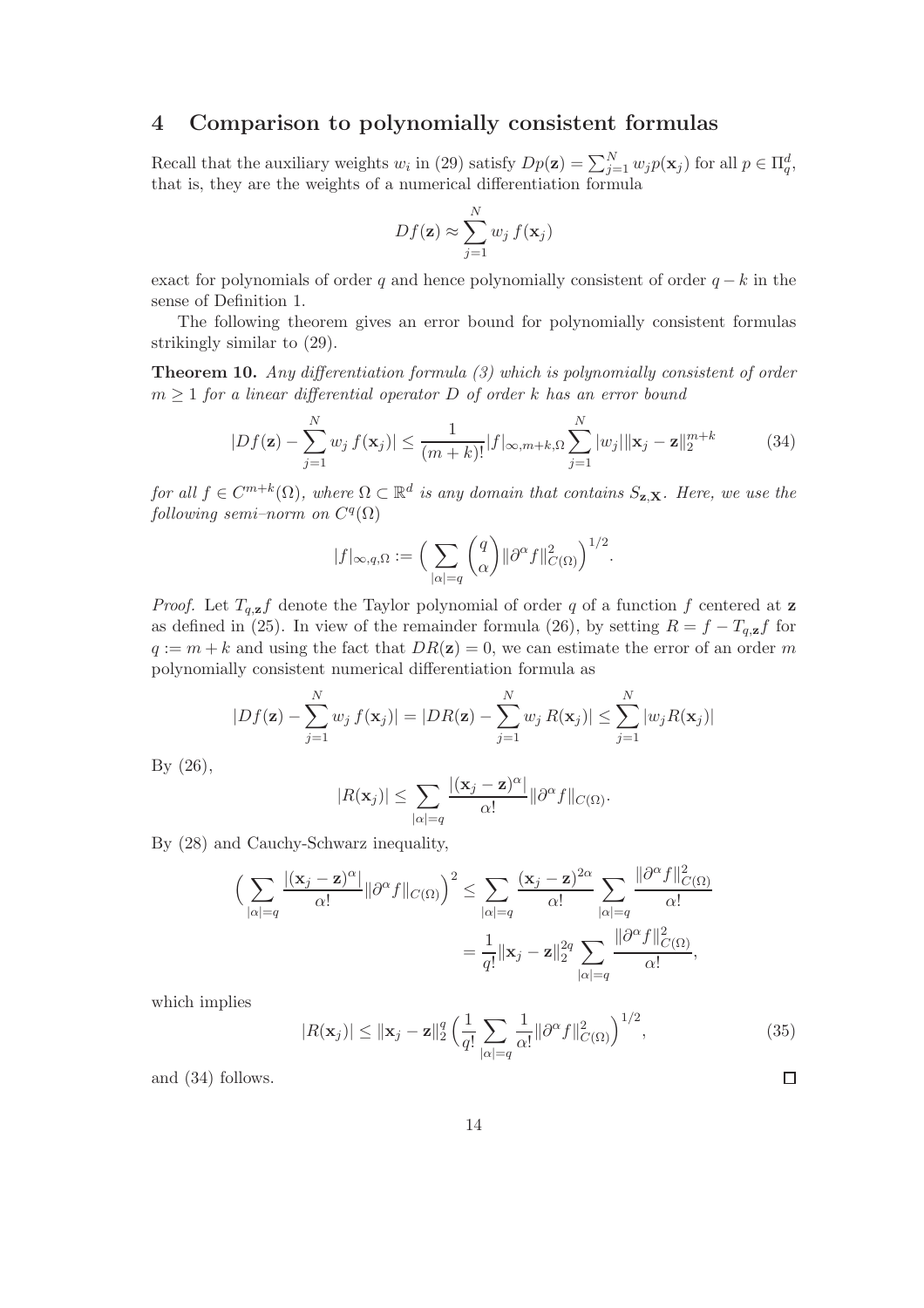## 4 Comparison to polynomially consistent formulas

Recall that the auxiliary weights $w_i$ in (29) satisfy $Dp(\mathbf{z}) = \sum_{j=1}^N w_j p(\mathbf{x}_j)$ for all $p \in \Pi_q^d$, that is, they are the weights of a numerical differentiation formula

$$Df(\mathbf{z}) \approx \sum_{j=1}^N w_j\, f(\mathbf{x}_j)$$

exact for polynomials of order $q$ and hence polynomially consistent of order $q - k$ in the sense of Definition 1.

The following theorem gives an error bound for polynomially consistent formulas strikingly similar to (29).

**Theorem 10.** *Any differentiation formula (3) which is polynomially consistent of order $m \geq 1$ for a linear differential operator $D$ of order $k$ has an error bound*

$$|Df(\mathbf{z}) - \sum_{j=1}^N w_j\, f(\mathbf{x}_j)| \leq \frac{1}{(m+k)!} |f|_{\infty,m+k,\Omega} \sum_{j=1}^N |w_j| \|\mathbf{x}_j - \mathbf{z}\|_2^{m+k} \tag{34}$$

*for all $f \in C^{m+k}(\Omega)$, where $\Omega \subset \mathbb{R}^d$ is any domain that contains $S_{\mathbf{z},\mathbf{X}}$. Here, we use the following semi–norm on $C^q(\Omega)$*

$$|f|_{\infty,q,\Omega} := \Big( \sum_{|\alpha|=q} \binom{q}{\alpha} \|\partial^\alpha f\|_{C(\Omega)}^2 \Big)^{1/2}.$$

*Proof.* Let $T_{q,\mathbf{z}} f$ denote the Taylor polynomial of order $q$ of a function $f$ centered at $\mathbf{z}$ as defined in (25). In view of the remainder formula (26), by setting $R = f - T_{q,\mathbf{z}} f$ for $q := m + k$ and using the fact that $DR(\mathbf{z}) = 0$, we can estimate the error of an order $m$ polynomially consistent numerical differentiation formula as

$$|Df(\mathbf{z}) - \sum_{j=1}^N w_j\, f(\mathbf{x}_j)| = |DR(\mathbf{z}) - \sum_{j=1}^N w_j\, R(\mathbf{x}_j)| \leq \sum_{j=1}^N |w_j R(\mathbf{x}_j)|$$

By (26),

$$|R(\mathbf{x}_j)| \leq \sum_{|\alpha|=q} \frac{|(\mathbf{x}_j - \mathbf{z})^\alpha|}{\alpha!} \|\partial^\alpha f\|_{C(\Omega)}.$$

By (28) and Cauchy-Schwarz inequality,

$$\begin{aligned}
\Big( \sum_{|\alpha|=q} \frac{|(\mathbf{x}_j - \mathbf{z})^\alpha|}{\alpha!} \|\partial^\alpha f\|_{C(\Omega)} \Big)^2 &\leq \sum_{|\alpha|=q} \frac{(\mathbf{x}_j - \mathbf{z})^{2\alpha}}{\alpha!} \sum_{|\alpha|=q} \frac{\|\partial^\alpha f\|_{C(\Omega)}^2}{\alpha!} \\
&= \frac{1}{q!} \|\mathbf{x}_j - \mathbf{z}\|_2^{2q} \sum_{|\alpha|=q} \frac{\|\partial^\alpha f\|_{C(\Omega)}^2}{\alpha!},
\end{aligned}$$

which implies

$$|R(\mathbf{x}_j)| \leq \|\mathbf{x}_j - \mathbf{z}\|_2^q \Big( \frac{1}{q!} \sum_{|\alpha|=q} \frac{1}{\alpha!} \|\partial^\alpha f\|_{C(\Omega)}^2 \Big)^{1/2}, \tag{35}$$

and (34) follows. $\square$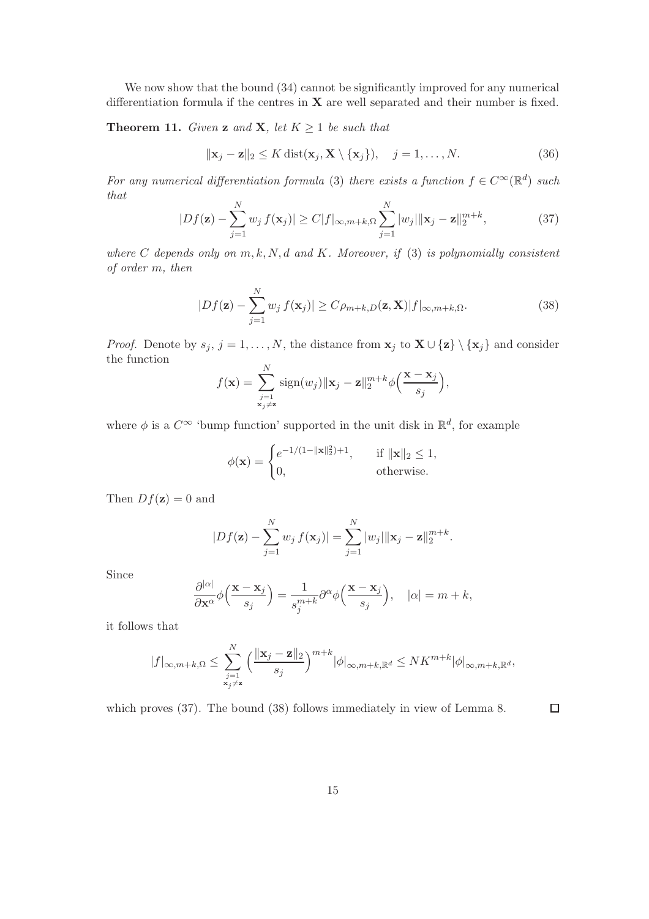We now show that the bound (34) cannot be significantly improved for any numerical differentiation formula if the centres in $\mathbf{X}$ are well separated and their number is fixed.

**Theorem 11.** *Given* $\mathbf{z}$ *and* $\mathbf{X}$*, let* $K \geq 1$ *be such that*

$$\|\mathbf{x}_j - \mathbf{z}\|_2 \leq K \operatorname{dist}(\mathbf{x}_j, \mathbf{X} \setminus \{\mathbf{x}_j\}), \quad j = 1, \ldots, N. \tag{36}$$

*For any numerical differentiation formula* (3) *there exists a function* $f \in C^\infty(\mathbb{R}^d)$ *such that*

$$|Df(\mathbf{z}) - \sum_{j=1}^{N} w_j\, f(\mathbf{x}_j)| \geq C|f|_{\infty,m+k,\Omega} \sum_{j=1}^{N} |w_j| \|\mathbf{x}_j - \mathbf{z}\|_2^{m+k}, \tag{37}$$

*where* $C$ *depends only on* $m, k, N, d$ *and* $K$*. Moreover, if* (3) *is polynomially consistent of order* $m$*, then*

$$|Df(\mathbf{z}) - \sum_{j=1}^{N} w_j\, f(\mathbf{x}_j)| \geq C\rho_{m+k,D}(\mathbf{z}, \mathbf{X})|f|_{\infty,m+k,\Omega}. \tag{38}$$

*Proof.* Denote by $s_j$, $j = 1, \ldots, N$, the distance from $\mathbf{x}_j$ to $\mathbf{X} \cup \{\mathbf{z}\} \setminus \{\mathbf{x}_j\}$ and consider the function

$$f(\mathbf{x}) = \sum_{\substack{j=1 \\ \mathbf{x}_j \neq \mathbf{z}}}^{N} \operatorname{sign}(w_j) \|\mathbf{x}_j - \mathbf{z}\|_2^{m+k} \phi\Big(\frac{\mathbf{x} - \mathbf{x}_j}{s_j}\Big),$$

where $\phi$ is a $C^\infty$ 'bump function' supported in the unit disk in $\mathbb{R}^d$, for example

$$\phi(\mathbf{x}) = \begin{cases} e^{-1/(1-\|\mathbf{x}\|_2^2)+1}, & \text{if } \|\mathbf{x}\|_2 \leq 1, \\ 0, & \text{otherwise.} \end{cases}$$

Then $Df(\mathbf{z}) = 0$ and

$$|Df(\mathbf{z}) - \sum_{j=1}^{N} w_j\, f(\mathbf{x}_j)| = \sum_{j=1}^{N} |w_j| \|\mathbf{x}_j - \mathbf{z}\|_2^{m+k}.$$

Since

$$\frac{\partial^{|\alpha|}}{\partial \mathbf{x}^\alpha} \phi\Big(\frac{\mathbf{x} - \mathbf{x}_j}{s_j}\Big) = \frac{1}{s_j^{m+k}} \partial^\alpha \phi\Big(\frac{\mathbf{x} - \mathbf{x}_j}{s_j}\Big), \quad |\alpha| = m + k,$$

it follows that

$$|f|_{\infty,m+k,\Omega} \leq \sum_{\substack{j=1 \\ \mathbf{x}_j \neq \mathbf{z}}}^{N} \Big(\frac{\|\mathbf{x}_j - \mathbf{z}\|_2}{s_j}\Big)^{m+k} |\phi|_{\infty,m+k,\mathbb{R}^d} \leq NK^{m+k} |\phi|_{\infty,m+k,\mathbb{R}^d},$$

which proves (37). The bound (38) follows immediately in view of Lemma 8. $\square$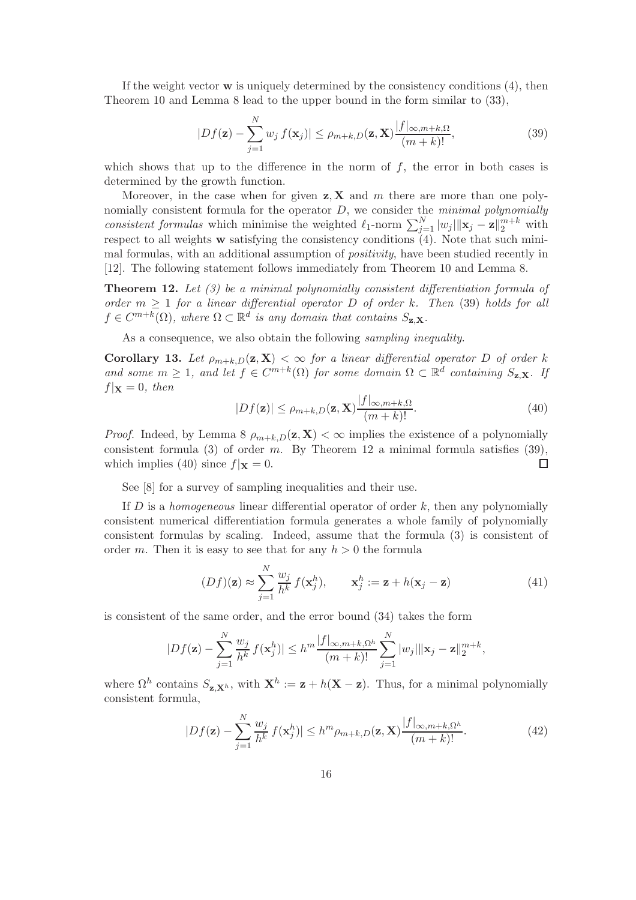If the weight vector $\mathbf{w}$ is uniquely determined by the consistency conditions (4), then Theorem 10 and Lemma 8 lead to the upper bound in the form similar to (33),

$$|Df(\mathbf{z}) - \sum_{j=1}^{N} w_j\, f(\mathbf{x}_j)| \le \rho_{m+k,D}(\mathbf{z}, \mathbf{X}) \frac{|f|_{\infty,m+k,\Omega}}{(m+k)!}, \tag{39}$$

which shows that up to the difference in the norm of $f$, the error in both cases is determined by the growth function.

Moreover, in the case when for given $\mathbf{z}, \mathbf{X}$ and $m$ there are more than one polynomially consistent formula for the operator $D$, we consider the *minimal polynomially consistent formulas* which minimise the weighted $\ell_1$-norm $\sum_{j=1}^{N} |w_j| \|\mathbf{x}_j - \mathbf{z}\|_2^{m+k}$ with respect to all weights $\mathbf{w}$ satisfying the consistency conditions (4). Note that such minimal formulas, with an additional assumption of *positivity*, have been studied recently in [12]. The following statement follows immediately from Theorem 10 and Lemma 8.

**Theorem 12.** *Let (3) be a minimal polynomially consistent differentiation formula of order $m \ge 1$ for a linear differential operator $D$ of order $k$. Then* (39) *holds for all $f \in C^{m+k}(\Omega)$, where $\Omega \subset \mathbb{R}^d$ is any domain that contains $S_{\mathbf{z},\mathbf{X}}$.*

As a consequence, we also obtain the following *sampling inequality*.

**Corollary 13.** *Let $\rho_{m+k,D}(\mathbf{z}, \mathbf{X}) < \infty$ for a linear differential operator $D$ of order $k$ and some $m \ge 1$, and let $f \in C^{m+k}(\Omega)$ for some domain $\Omega \subset \mathbb{R}^d$ containing $S_{\mathbf{z},\mathbf{X}}$. If $f|_{\mathbf{X}} = 0$, then*

$$|Df(\mathbf{z})| \le \rho_{m+k,D}(\mathbf{z}, \mathbf{X}) \frac{|f|_{\infty,m+k,\Omega}}{(m+k)!}. \tag{40}$$

*Proof.* Indeed, by Lemma 8 $\rho_{m+k,D}(\mathbf{z}, \mathbf{X}) < \infty$ implies the existence of a polynomially consistent formula (3) of order $m$. By Theorem 12 a minimal formula satisfies (39), which implies (40) since $f|_{\mathbf{X}} = 0$. □

See [8] for a survey of sampling inequalities and their use.

If $D$ is a *homogeneous* linear differential operator of order $k$, then any polynomially consistent numerical differentiation formula generates a whole family of polynomially consistent formulas by scaling. Indeed, assume that the formula (3) is consistent of order $m$. Then it is easy to see that for any $h > 0$ the formula

$$(Df)(\mathbf{z}) \approx \sum_{j=1}^{N} \frac{w_j}{h^k}\, f(\mathbf{x}_j^h), \qquad \mathbf{x}_j^h := \mathbf{z} + h(\mathbf{x}_j - \mathbf{z}) \tag{41}$$

is consistent of the same order, and the error bound (34) takes the form

$$|Df(\mathbf{z}) - \sum_{j=1}^{N} \frac{w_j}{h^k}\, f(\mathbf{x}_j^h)| \le h^m \frac{|f|_{\infty,m+k,\Omega^h}}{(m+k)!} \sum_{j=1}^{N} |w_j| \|\mathbf{x}_j - \mathbf{z}\|_2^{m+k},$$

where $\Omega^h$ contains $S_{\mathbf{z},\mathbf{X}^h}$, with $\mathbf{X}^h := \mathbf{z} + h(\mathbf{X} - \mathbf{z})$. Thus, for a minimal polynomially consistent formula,

$$|Df(\mathbf{z}) - \sum_{j=1}^{N} \frac{w_j}{h^k}\, f(\mathbf{x}_j^h)| \le h^m \rho_{m+k,D}(\mathbf{z}, \mathbf{X}) \frac{|f|_{\infty,m+k,\Omega^h}}{(m+k)!}. \tag{42}$$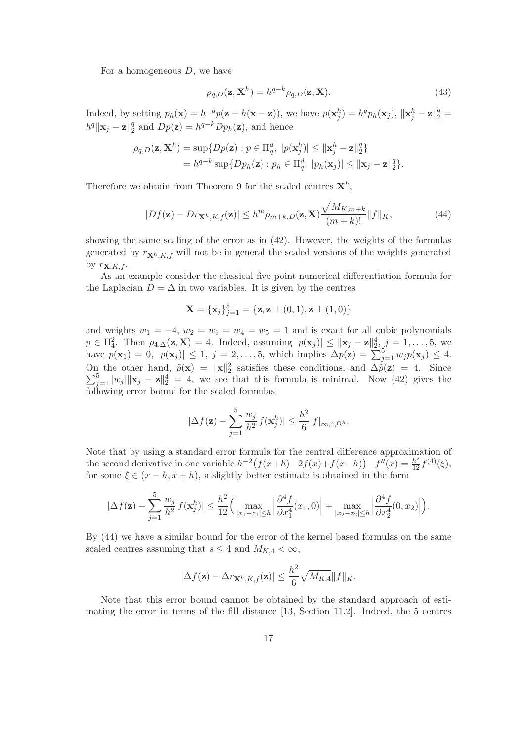For a homogeneous $D$, we have

$$\rho_{q,D}(\mathbf{z}, \mathbf{X}^h) = h^{q-k} \rho_{q,D}(\mathbf{z}, \mathbf{X}). \tag{43}$$

Indeed, by setting $p_h(\mathbf{x}) = h^{-q} p(\mathbf{z} + h(\mathbf{x} - \mathbf{z}))$, we have $p(\mathbf{x}_j^h) = h^q p_h(\mathbf{x}_j)$, $\|\mathbf{x}_j^h - \mathbf{z}\|_2^q = h^q \|\mathbf{x}_j - \mathbf{z}\|_2^q$ and $Dp(\mathbf{z}) = h^{q-k} Dp_h(\mathbf{z})$, and hence

$$\begin{aligned}
\rho_{q,D}(\mathbf{z}, \mathbf{X}^h) &= \sup\{Dp(\mathbf{z}) : p \in \Pi_q^d,\ |p(\mathbf{x}_j^h)| \le \|\mathbf{x}_j^h - \mathbf{z}\|_2^q\} \\
&= h^{q-k} \sup\{Dp_h(\mathbf{z}) : p_h \in \Pi_q^d,\ |p_h(\mathbf{x}_j)| \le \|\mathbf{x}_j - \mathbf{z}\|_2^q\}.
\end{aligned}$$

Therefore we obtain from Theorem 9 for the scaled centres $\mathbf{X}^h$,

$$|Df(\mathbf{z}) - Dr_{\mathbf{X}^h,K,f}(\mathbf{z})| \le h^m \rho_{m+k,D}(\mathbf{z}, \mathbf{X}) \frac{\sqrt{M_{K,m+k}}}{(m+k)!} \|f\|_K, \tag{44}$$

showing the same scaling of the error as in (42). However, the weights of the formulas generated by $r_{\mathbf{X}^h,K,f}$ will not be in general the scaled versions of the weights generated by $r_{\mathbf{X},K,f}$.

As an example consider the classical five point numerical differentiation formula for the Laplacian $D = \Delta$ in two variables. It is given by the centres

$$\mathbf{X} = \{\mathbf{x}_j\}_{j=1}^5 = \{\mathbf{z}, \mathbf{z} \pm (0,1), \mathbf{z} \pm (1,0)\}$$

and weights $w_1 = -4$, $w_2 = w_3 = w_4 = w_5 = 1$ and is exact for all cubic polynomials $p \in \Pi_3^2$. Then $\rho_{4,\Delta}(\mathbf{z}, \mathbf{X}) = 4$. Indeed, assuming $|p(\mathbf{x}_j)| \le \|\mathbf{x}_j - \mathbf{z}\|_2^4$, $j = 1, \ldots, 5$, we have $p(\mathbf{x}_1) = 0$, $|p(\mathbf{x}_j)| \le 1$, $j = 2, \ldots, 5$, which implies $\Delta p(\mathbf{z}) = \sum_{j=1}^5 w_j p(\mathbf{x}_j) \le 4$. On the other hand, $\tilde{p}(\mathbf{x}) = \|\mathbf{x}\|_2^2$ satisfies these conditions, and $\Delta \tilde{p}(\mathbf{z}) = 4$. Since $\sum_{j=1}^5 |w_j| \|\mathbf{x}_j - \mathbf{z}\|_2^4 = 4$, we see that this formula is minimal. Now (42) gives the following error bound for the scaled formulas

$$|\Delta f(\mathbf{z}) - \sum_{j=1}^5 \frac{w_j}{h^2} f(\mathbf{x}_j^h)| \le \frac{h^2}{6} |f|_{\infty,4,\Omega^h}.$$

Note that by using a standard error formula for the central difference approximation of the second derivative in one variable $h^{-2}\big(f(x+h) - 2f(x) + f(x-h)\big) - f''(x) = \frac{h^2}{12} f^{(4)}(\xi)$, for some $\xi \in (x-h, x+h)$, a slightly better estimate is obtained in the form

$$|\Delta f(\mathbf{z}) - \sum_{j=1}^5 \frac{w_j}{h^2} f(\mathbf{x}_j^h)| \le \frac{h^2}{12} \Big( \max_{|x_1 - z_1| \le h} \Big| \frac{\partial^4 f}{\partial x_1^4}(x_1, 0) \Big| + \max_{|x_2 - z_2| \le h} \Big| \frac{\partial^4 f}{\partial x_2^4}(0, x_2) \Big| \Big).$$

By (44) we have a similar bound for the error of the kernel based formulas on the same scaled centres assuming that $s \le 4$ and $M_{K,4} < \infty$,

$$|\Delta f(\mathbf{z}) - \Delta r_{\mathbf{X}^h,K,f}(\mathbf{z})| \le \frac{h^2}{6} \sqrt{M_{K,4}} \|f\|_K.$$

Note that this error bound cannot be obtained by the standard approach of estimating the error in terms of the fill distance [13, Section 11.2]. Indeed, the 5 centres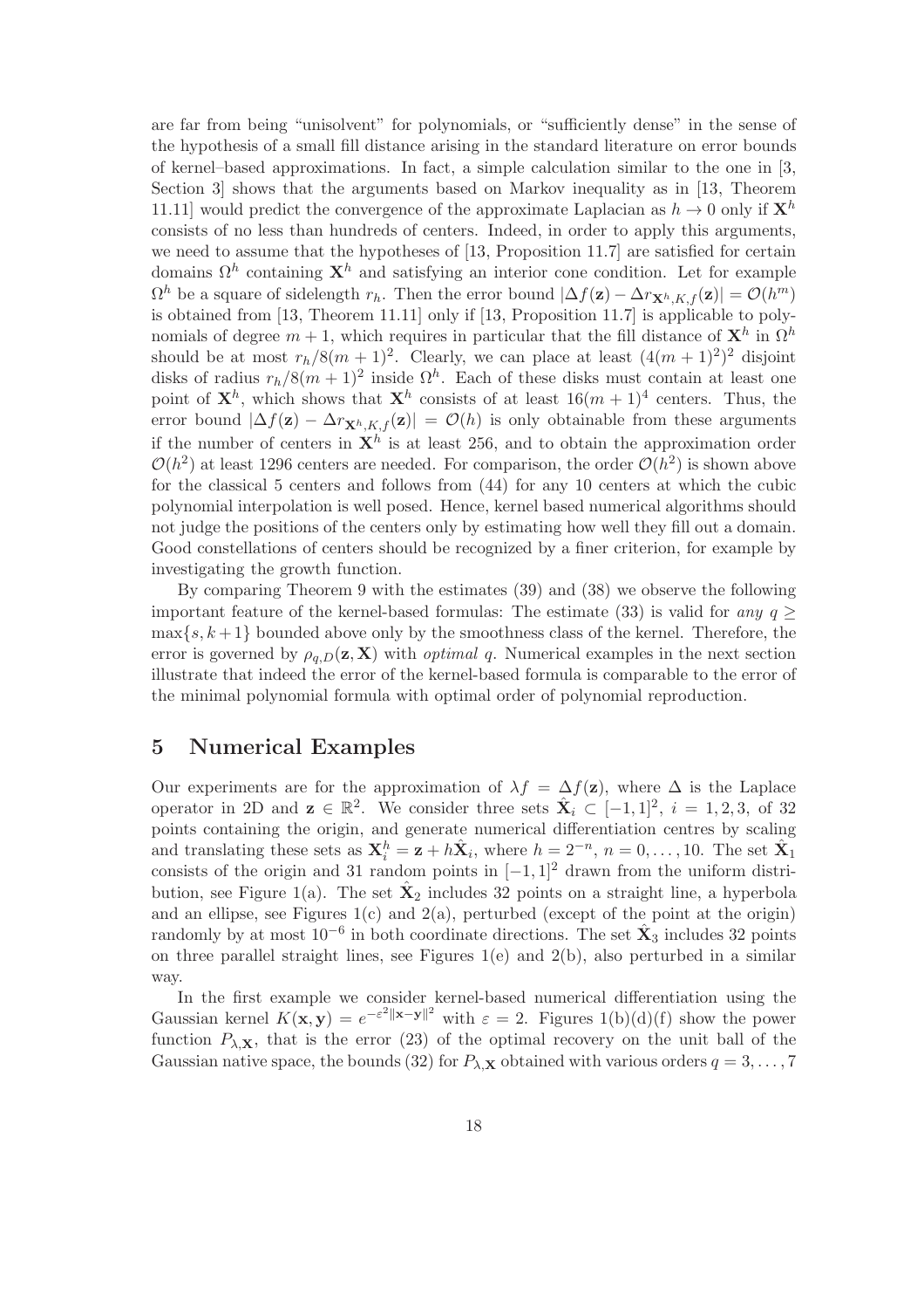are far from being "unisolvent" for polynomials, or "sufficiently dense" in the sense of the hypothesis of a small fill distance arising in the standard literature on error bounds of kernel–based approximations. In fact, a simple calculation similar to the one in [3, Section 3] shows that the arguments based on Markov inequality as in [13, Theorem 11.11] would predict the convergence of the approximate Laplacian as $h \to 0$ only if $\mathbf{X}^h$ consists of no less than hundreds of centers. Indeed, in order to apply this arguments, we need to assume that the hypotheses of [13, Proposition 11.7] are satisfied for certain domains $\Omega^h$ containing $\mathbf{X}^h$ and satisfying an interior cone condition. Let for example $\Omega^h$ be a square of sidelength $r_h$. Then the error bound $|\Delta f(\mathbf{z}) - \Delta r_{\mathbf{X}^h,K,f}(\mathbf{z})| = \mathcal{O}(h^m)$ is obtained from [13, Theorem 11.11] only if [13, Proposition 11.7] is applicable to polynomials of degree $m+1$, which requires in particular that the fill distance of $\mathbf{X}^h$ in $\Omega^h$ should be at most $r_h/8(m+1)^2$. Clearly, we can place at least $(4(m+1)^2)^2$ disjoint disks of radius $r_h/8(m+1)^2$ inside $\Omega^h$. Each of these disks must contain at least one point of $\mathbf{X}^h$, which shows that $\mathbf{X}^h$ consists of at least $16(m+1)^4$ centers. Thus, the error bound $|\Delta f(\mathbf{z}) - \Delta r_{\mathbf{X}^h,K,f}(\mathbf{z})| = \mathcal{O}(h)$ is only obtainable from these arguments if the number of centers in $\mathbf{X}^h$ is at least 256, and to obtain the approximation order $\mathcal{O}(h^2)$ at least 1296 centers are needed. For comparison, the order $\mathcal{O}(h^2)$ is shown above for the classical 5 centers and follows from (44) for any 10 centers at which the cubic polynomial interpolation is well posed. Hence, kernel based numerical algorithms should not judge the positions of the centers only by estimating how well they fill out a domain. Good constellations of centers should be recognized by a finer criterion, for example by investigating the growth function.

By comparing Theorem 9 with the estimates (39) and (38) we observe the following important feature of the kernel-based formulas: The estimate (33) is valid for *any* $q \geq \max\{s, k+1\}$ bounded above only by the smoothness class of the kernel. Therefore, the error is governed by $\rho_{q,D}(\mathbf{z}, \mathbf{X})$ with *optimal* $q$. Numerical examples in the next section illustrate that indeed the error of the kernel-based formula is comparable to the error of the minimal polynomial formula with optimal order of polynomial reproduction.

# 5 Numerical Examples

Our experiments are for the approximation of $\lambda f = \Delta f(\mathbf{z})$, where $\Delta$ is the Laplace operator in 2D and $\mathbf{z} \in \mathbb{R}^2$. We consider three sets $\hat{\mathbf{X}}_i \subset [-1,1]^2$, $i = 1,2,3$, of 32 points containing the origin, and generate numerical differentiation centres by scaling and translating these sets as $\mathbf{X}_i^h = \mathbf{z} + h\hat{\mathbf{X}}_i$, where $h = 2^{-n}$, $n = 0,\ldots,10$. The set $\hat{\mathbf{X}}_1$ consists of the origin and 31 random points in $[-1,1]^2$ drawn from the uniform distribution, see Figure 1(a). The set $\hat{\mathbf{X}}_2$ includes 32 points on a straight line, a hyperbola and an ellipse, see Figures 1(c) and 2(a), perturbed (except of the point at the origin) randomly by at most $10^{-6}$ in both coordinate directions. The set $\hat{\mathbf{X}}_3$ includes 32 points on three parallel straight lines, see Figures 1(e) and 2(b), also perturbed in a similar way.

In the first example we consider kernel-based numerical differentiation using the Gaussian kernel $K(\mathbf{x}, \mathbf{y}) = e^{-\varepsilon^2\|\mathbf{x}-\mathbf{y}\|^2}$ with $\varepsilon = 2$. Figures 1(b)(d)(f) show the power function $P_{\lambda,\mathbf{X}}$, that is the error (23) of the optimal recovery on the unit ball of the Gaussian native space, the bounds (32) for $P_{\lambda,\mathbf{X}}$ obtained with various orders $q = 3,\ldots,7$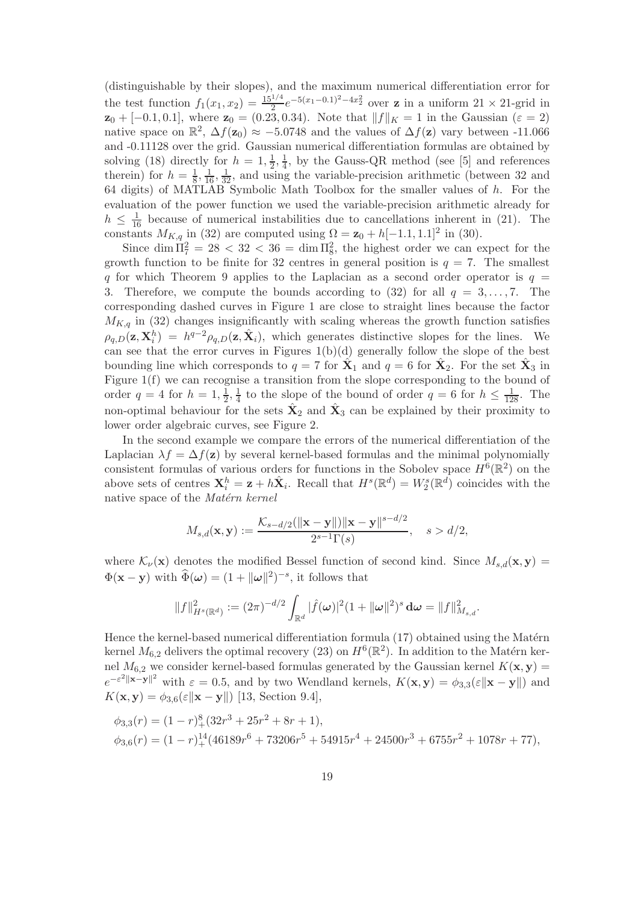(distinguishable by their slopes), and the maximum numerical differentiation error for the test function $f_1(x_1,x_2) = \frac{15^{1/4}}{2} e^{-5(x_1-0.1)^2 - 4x_2^2}$ over $\mathbf{z}$ in a uniform $21 \times 21$-grid in $\mathbf{z}_0 + [-0.1, 0.1]$, where $\mathbf{z}_0 = (0.23, 0.34)$. Note that $\|f\|_K = 1$ in the Gaussian ($\varepsilon = 2$) native space on $\mathbb{R}^2$, $\Delta f(\mathbf{z}_0) \approx -5.0748$ and the values of $\Delta f(\mathbf{z})$ vary between -11.066 and -0.11128 over the grid. Gaussian numerical differentiation formulas are obtained by solving (18) directly for $h = 1, \frac{1}{2}, \frac{1}{4}$, by the Gauss-QR method (see [5] and references therein) for $h = \frac{1}{8}, \frac{1}{16}, \frac{1}{32}$, and using the variable-precision arithmetic (between 32 and 64 digits) of MATLAB Symbolic Math Toolbox for the smaller values of $h$. For the evaluation of the power function we used the variable-precision arithmetic already for $h \le \frac{1}{16}$ because of numerical instabilities due to cancellations inherent in (21). The constants $M_{K,q}$ in (32) are computed using $\Omega = \mathbf{z}_0 + h[-1.1, 1.1]^2$ in (30).

Since $\dim \Pi_7^2 = 28 < 32 < 36 = \dim \Pi_8^2$, the highest order we can expect for the growth function to be finite for 32 centres in general position is $q = 7$. The smallest $q$ for which Theorem 9 applies to the Laplacian as a second order operator is $q = 3$. Therefore, we compute the bounds according to (32) for all $q = 3, \ldots, 7$. The corresponding dashed curves in Figure 1 are close to straight lines because the factor $M_{K,q}$ in (32) changes insignificantly with scaling whereas the growth function satisfies $\rho_{q,D}(\mathbf{z}, \mathbf{X}_i^h) = h^{q-2} \rho_{q,D}(\mathbf{z}, \hat{\mathbf{X}}_i)$, which generates distinctive slopes for the lines. We can see that the error curves in Figures 1(b)(d) generally follow the slope of the best bounding line which corresponds to $q = 7$ for $\hat{\mathbf{X}}_1$ and $q = 6$ for $\hat{\mathbf{X}}_2$. For the set $\hat{\mathbf{X}}_3$ in Figure 1(f) we can recognise a transition from the slope corresponding to the bound of order $q = 4$ for $h = 1, \frac{1}{2}, \frac{1}{4}$ to the slope of the bound of order $q = 6$ for $h \le \frac{1}{128}$. The non-optimal behaviour for the sets $\hat{\mathbf{X}}_2$ and $\hat{\mathbf{X}}_3$ can be explained by their proximity to lower order algebraic curves, see Figure 2.

In the second example we compare the errors of the numerical differentiation of the Laplacian $\lambda f = \Delta f(\mathbf{z})$ by several kernel-based formulas and the minimal polynomially consistent formulas of various orders for functions in the Sobolev space $H^6(\mathbb{R}^2)$ on the above sets of centres $\mathbf{X}_i^h = \mathbf{z} + h\hat{\mathbf{X}}_i$. Recall that $H^s(\mathbb{R}^d) = W_2^s(\mathbb{R}^d)$ coincides with the native space of the *Matérn kernel*

$$M_{s,d}(\mathbf{x}, \mathbf{y}) := \frac{\mathcal{K}_{s-d/2}(\|\mathbf{x}-\mathbf{y}\|)\|\mathbf{x}-\mathbf{y}\|^{s-d/2}}{2^{s-1}\Gamma(s)}, \quad s > d/2,$$

where $\mathcal{K}_\nu(\mathbf{x})$ denotes the modified Bessel function of second kind. Since $M_{s,d}(\mathbf{x}, \mathbf{y}) = \Phi(\mathbf{x} - \mathbf{y})$ with $\widehat{\Phi}(\boldsymbol{\omega}) = (1 + \|\boldsymbol{\omega}\|^2)^{-s}$, it follows that

$$\|f\|_{H^s(\mathbb{R}^d)}^2 := (2\pi)^{-d/2} \int_{\mathbb{R}^d} |\hat{f}(\boldsymbol{\omega})|^2 (1 + \|\boldsymbol{\omega}\|^2)^s \, \mathbf{d}\boldsymbol{\omega} = \|f\|_{M_{s,d}}^2.$$

Hence the kernel-based numerical differentiation formula (17) obtained using the Matérn kernel $M_{6,2}$ delivers the optimal recovery (23) on $H^6(\mathbb{R}^2)$. In addition to the Matérn kernel $M_{6,2}$ we consider kernel-based formulas generated by the Gaussian kernel $K(\mathbf{x}, \mathbf{y}) = e^{-\varepsilon^2\|\mathbf{x}-\mathbf{y}\|^2}$ with $\varepsilon = 0.5$, and by two Wendland kernels, $K(\mathbf{x}, \mathbf{y}) = \phi_{3,3}(\varepsilon\|\mathbf{x} - \mathbf{y}\|)$ and $K(\mathbf{x}, \mathbf{y}) = \phi_{3,6}(\varepsilon\|\mathbf{x} - \mathbf{y}\|)$ [13, Section 9.4],

$$\phi_{3,3}(r) = (1-r)_+^8 (32r^3 + 25r^2 + 8r + 1),$$
$$\phi_{3,6}(r) = (1-r)_+^{14} (46189r^6 + 73206r^5 + 54915r^4 + 24500r^3 + 6755r^2 + 1078r + 77),$$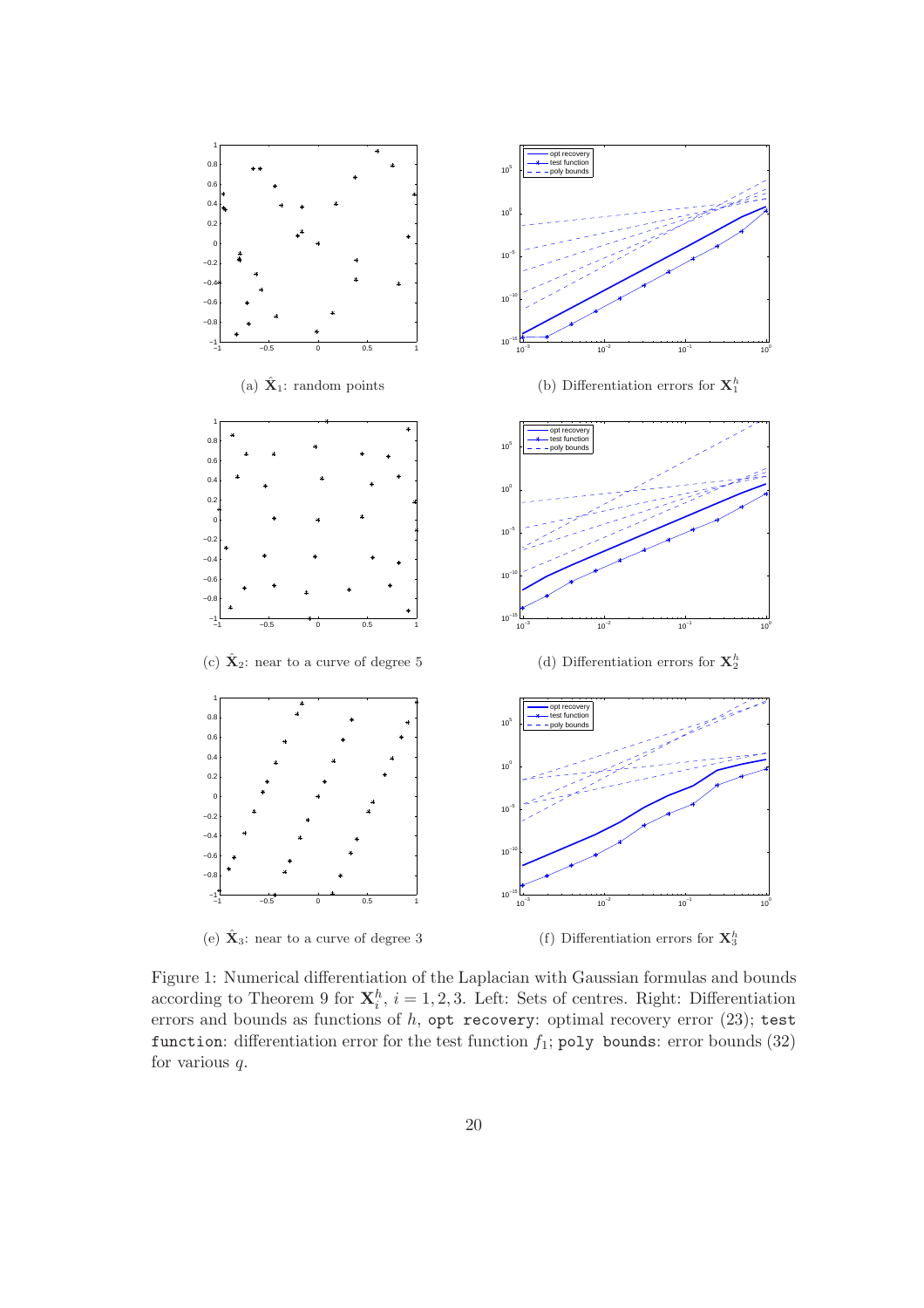(a) $\hat{\mathbf{X}}_1$: random points

(b) Differentiation errors for $\mathbf{X}_1^h$

(c) $\hat{\mathbf{X}}_2$: near to a curve of degree 5

(d) Differentiation errors for $\mathbf{X}_2^h$

(e) $\hat{\mathbf{X}}_3$: near to a curve of degree 3

(f) Differentiation errors for $\mathbf{X}_3^h$

Figure 1: Numerical differentiation of the Laplacian with Gaussian formulas and bounds according to Theorem 9 for $\mathbf{X}_i^h$, $i = 1, 2, 3$. Left: Sets of centres. Right: Differentiation errors and bounds as functions of $h$, `opt recovery`: optimal recovery error (23); `test function`: differentiation error for the test function $f_1$; `poly bounds`: error bounds (32) for various $q$.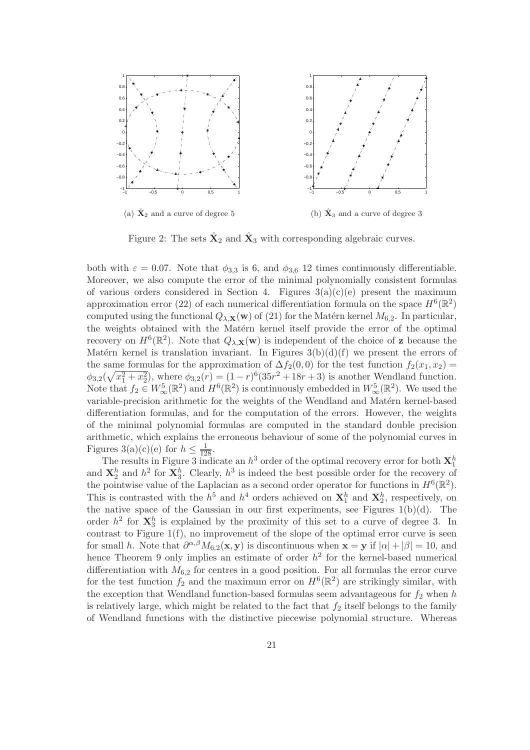(a) $\hat{\mathbf{X}}_2$ and a curve of degree 5

(b) $\hat{\mathbf{X}}_3$ and a curve of degree 3

Figure 2: The sets $\hat{\mathbf{X}}_2$ and $\hat{\mathbf{X}}_3$ with corresponding algebraic curves.

both with $\varepsilon = 0.07$. Note that $\phi_{3,3}$ is 6, and $\phi_{3,6}$ 12 times continuously differentiable. Moreover, we also compute the error of the minimal polynomially consistent formulas of various orders considered in Section 4. Figures 3(a)(c)(e) present the maximum approximation error (22) of each numerical differentiation formula on the space $H^6(\mathbb{R}^2)$ computed using the functional $Q_{\lambda,\mathbf{X}}(\mathbf{w})$ of (21) for the Matérn kernel $M_{6,2}$. In particular, the weights obtained with the Matérn kernel itself provide the error of the optimal recovery on $H^6(\mathbb{R}^2)$. Note that $Q_{\lambda,\mathbf{X}}(\mathbf{w})$ is independent of the choice of $\mathbf{z}$ because the Matérn kernel is translation invariant. In Figures 3(b)(d)(f) we present the errors of the same formulas for the approximation of $\Delta f_2(0,0)$ for the test function $f_2(x_1,x_2) = \phi_{3,2}(\sqrt{x_1^2+x_2^2})$, where $\phi_{3,2}(r) = (1-r)^6(35r^2+18r+3)$ is another Wendland function. Note that $f_2 \in W^5_\infty(\mathbb{R}^2)$ and $H^6(\mathbb{R}^2)$ is continuously embedded in $W^5_\infty(\mathbb{R}^2)$. We used the variable-precision arithmetic for the weights of the Wendland and Matérn kernel-based differentiation formulas, and for the computation of the errors. However, the weights of the minimal polynomial formulas are computed in the standard double precision arithmetic, which explains the erroneous behaviour of some of the polynomial curves in Figures 3(a)(c)(e) for $h \leq \frac{1}{128}$.

The results in Figure 3 indicate an $h^3$ order of the optimal recovery error for both $\mathbf{X}_1^h$ and $\mathbf{X}_2^h$ and $h^2$ for $\mathbf{X}_3^h$. Clearly, $h^3$ is indeed the best possible order for the recovery of the pointwise value of the Laplacian as a second order operator for functions in $H^6(\mathbb{R}^2)$. This is contrasted with the $h^5$ and $h^4$ orders achieved on $\mathbf{X}_1^h$ and $\mathbf{X}_2^h$, respectively, on the native space of the Gaussian in our first experiments, see Figures 1(b)(d). The order $h^2$ for $\mathbf{X}_3^h$ is explained by the proximity of this set to a curve of degree 3. In contrast to Figure 1(f), no improvement of the slope of the optimal error curve is seen for small $h$. Note that $\partial^{\alpha,\beta}M_{6,2}(\mathbf{x},\mathbf{y})$ is discontinuous when $\mathbf{x} = \mathbf{y}$ if $|\alpha| + |\beta| = 10$, and hence Theorem 9 only implies an estimate of order $h^2$ for the kernel-based numerical differentiation with $M_{6,2}$ for centres in a good position. For all formulas the error curve for the test function $f_2$ and the maximum error on $H^6(\mathbb{R}^2)$ are strikingly similar, with the exception that Wendland function-based formulas seem advantageous for $f_2$ when $h$ is relatively large, which might be related to the fact that $f_2$ itself belongs to the family of Wendland functions with the distinctive piecewise polynomial structure. Whereas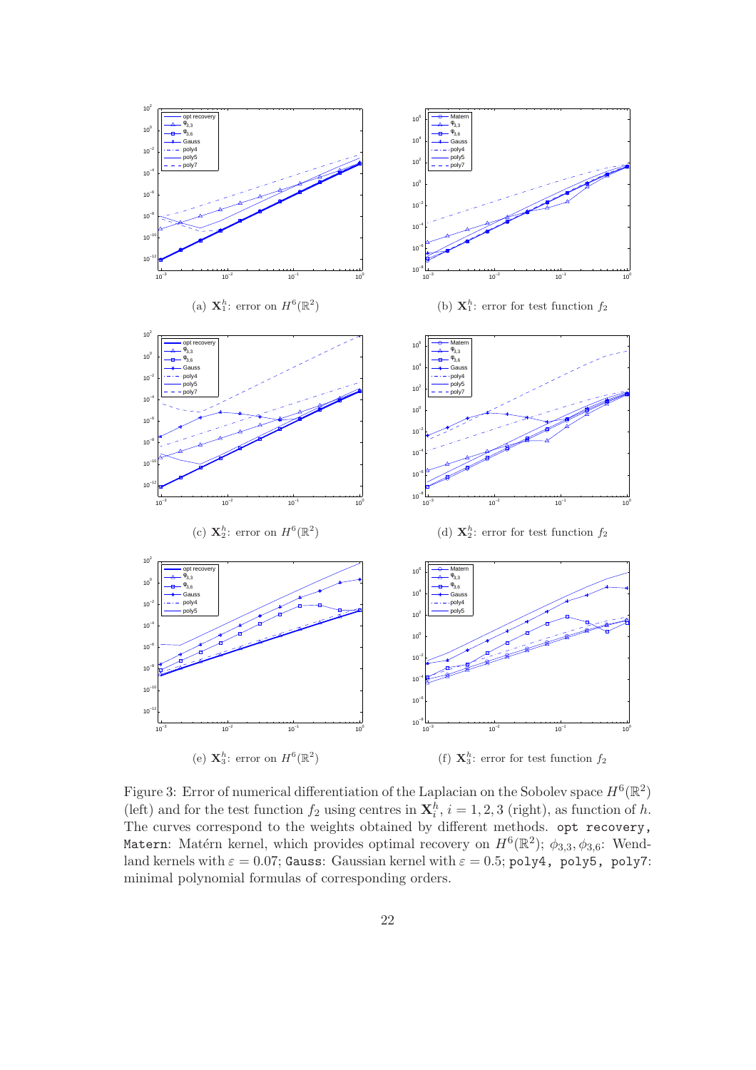(a) $\mathbf{X}_1^h$: error on $H^6(\mathbb{R}^2)$

(b) $\mathbf{X}_1^h$: error for test function $f_2$

(c) $\mathbf{X}_2^h$: error on $H^6(\mathbb{R}^2)$

(d) $\mathbf{X}_2^h$: error for test function $f_2$

(e) $\mathbf{X}_3^h$: error on $H^6(\mathbb{R}^2)$

(f) $\mathbf{X}_3^h$: error for test function $f_2$

Figure 3: Error of numerical differentiation of the Laplacian on the Sobolev space $H^6(\mathbb{R}^2)$ (left) and for the test function $f_2$ using centres in $\mathbf{X}_i^h$, $i = 1, 2, 3$ (right), as function of $h$. The curves correspond to the weights obtained by different methods. `opt recovery`, `Matern`: Matérn kernel, which provides optimal recovery on $H^6(\mathbb{R}^2)$; $\phi_{3,3}, \phi_{3,6}$: Wendland kernels with $\varepsilon = 0.07$; `Gauss`: Gaussian kernel with $\varepsilon = 0.5$; `poly4`, `poly5`, `poly7`: minimal polynomial formulas of corresponding orders.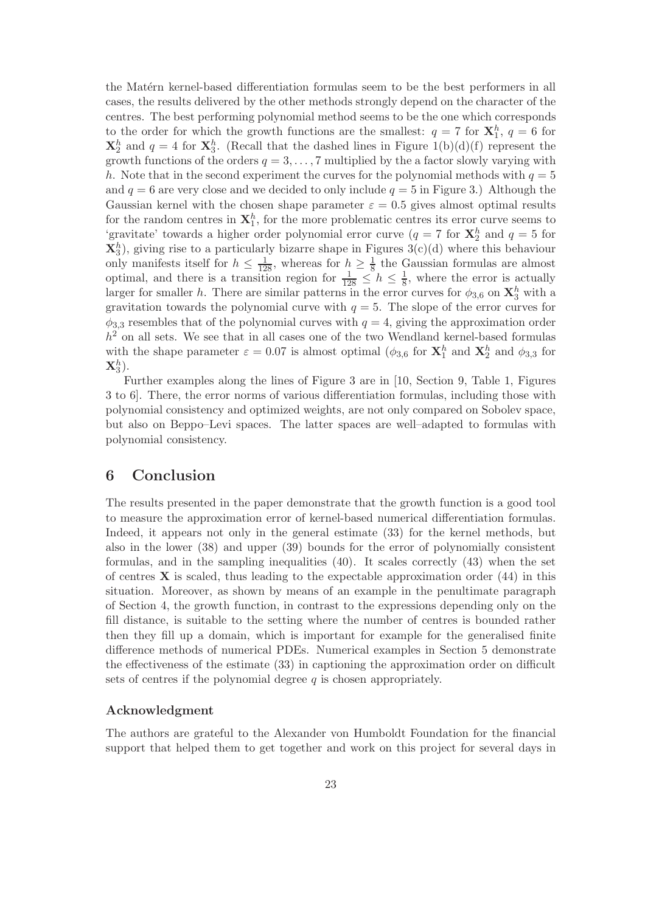the Matérn kernel-based differentiation formulas seem to be the best performers in all cases, the results delivered by the other methods strongly depend on the character of the centres. The best performing polynomial method seems to be the one which corresponds to the order for which the growth functions are the smallest: $q = 7$ for $\mathbf{X}_1^h$, $q = 6$ for $\mathbf{X}_2^h$ and $q = 4$ for $\mathbf{X}_3^h$. (Recall that the dashed lines in Figure 1(b)(d)(f) represent the growth functions of the orders $q = 3, \dots, 7$ multiplied by the a factor slowly varying with $h$. Note that in the second experiment the curves for the polynomial methods with $q = 5$ and $q = 6$ are very close and we decided to only include $q = 5$ in Figure 3.) Although the Gaussian kernel with the chosen shape parameter $\varepsilon = 0.5$ gives almost optimal results for the random centres in $\mathbf{X}_1^h$, for the more problematic centres its error curve seems to 'gravitate' towards a higher order polynomial error curve ($q = 7$ for $\mathbf{X}_2^h$ and $q = 5$ for $\mathbf{X}_3^h$), giving rise to a particularly bizarre shape in Figures 3(c)(d) where this behaviour only manifests itself for $h \le \frac{1}{128}$, whereas for $h \ge \frac{1}{8}$ the Gaussian formulas are almost optimal, and there is a transition region for $\frac{1}{128} \le h \le \frac{1}{8}$, where the error is actually larger for smaller $h$. There are similar patterns in the error curves for $\phi_{3,6}$ on $\mathbf{X}_3^h$ with a gravitation towards the polynomial curve with $q = 5$. The slope of the error curves for $\phi_{3,3}$ resembles that of the polynomial curves with $q = 4$, giving the approximation order $h^2$ on all sets. We see that in all cases one of the two Wendland kernel-based formulas with the shape parameter $\varepsilon = 0.07$ is almost optimal ($\phi_{3,6}$ for $\mathbf{X}_1^h$ and $\mathbf{X}_2^h$ and $\phi_{3,3}$ for $\mathbf{X}_3^h$).

Further examples along the lines of Figure 3 are in [10, Section 9, Table 1, Figures 3 to 6]. There, the error norms of various differentiation formulas, including those with polynomial consistency and optimized weights, are not only compared on Sobolev space, but also on Beppo–Levi spaces. The latter spaces are well–adapted to formulas with polynomial consistency.

## 6 Conclusion

The results presented in the paper demonstrate that the growth function is a good tool to measure the approximation error of kernel-based numerical differentiation formulas. Indeed, it appears not only in the general estimate (33) for the kernel methods, but also in the lower (38) and upper (39) bounds for the error of polynomially consistent formulas, and in the sampling inequalities (40). It scales correctly (43) when the set of centres $\mathbf{X}$ is scaled, thus leading to the expectable approximation order (44) in this situation. Moreover, as shown by means of an example in the penultimate paragraph of Section 4, the growth function, in contrast to the expressions depending only on the fill distance, is suitable to the setting where the number of centres is bounded rather then they fill up a domain, which is important for example for the generalised finite difference methods of numerical PDEs. Numerical examples in Section 5 demonstrate the effectiveness of the estimate (33) in captioning the approximation order on difficult sets of centres if the polynomial degree $q$ is chosen appropriately.

### Acknowledgment

The authors are grateful to the Alexander von Humboldt Foundation for the financial support that helped them to get together and work on this project for several days in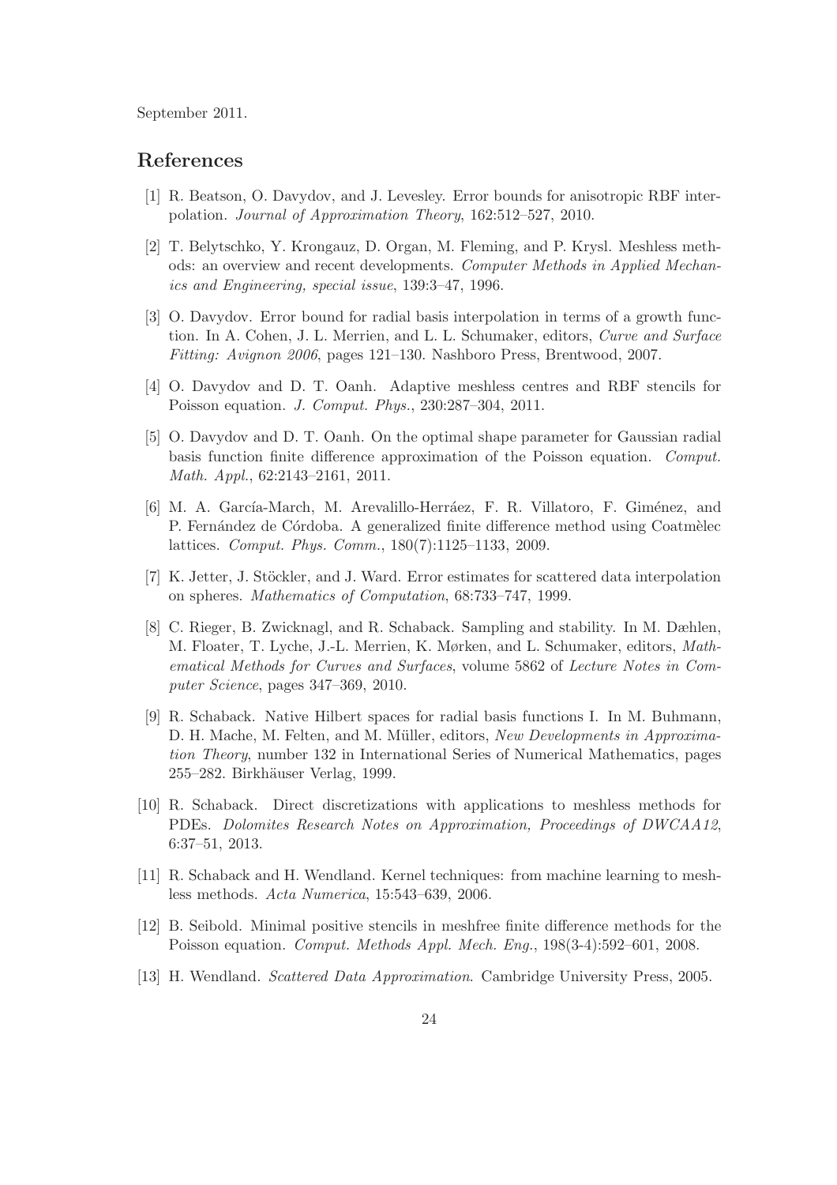September 2011.

## References

[1] R. Beatson, O. Davydov, and J. Levesley. Error bounds for anisotropic RBF interpolation. *Journal of Approximation Theory*, 162:512–527, 2010.

[2] T. Belytschko, Y. Krongauz, D. Organ, M. Fleming, and P. Krysl. Meshless methods: an overview and recent developments. *Computer Methods in Applied Mechanics and Engineering, special issue*, 139:3–47, 1996.

[3] O. Davydov. Error bound for radial basis interpolation in terms of a growth function. In A. Cohen, J. L. Merrien, and L. L. Schumaker, editors, *Curve and Surface Fitting: Avignon 2006*, pages 121–130. Nashboro Press, Brentwood, 2007.

[4] O. Davydov and D. T. Oanh. Adaptive meshless centres and RBF stencils for Poisson equation. *J. Comput. Phys.*, 230:287–304, 2011.

[5] O. Davydov and D. T. Oanh. On the optimal shape parameter for Gaussian radial basis function finite difference approximation of the Poisson equation. *Comput. Math. Appl.*, 62:2143–2161, 2011.

[6] M. A. García-March, M. Arevalillo-Herráez, F. R. Villatoro, F. Giménez, and P. Fernández de Córdoba. A generalized finite difference method using Coatmèlec lattices. *Comput. Phys. Comm.*, 180(7):1125–1133, 2009.

[7] K. Jetter, J. Stöckler, and J. Ward. Error estimates for scattered data interpolation on spheres. *Mathematics of Computation*, 68:733–747, 1999.

[8] C. Rieger, B. Zwicknagl, and R. Schaback. Sampling and stability. In M. Dæhlen, M. Floater, T. Lyche, J.-L. Merrien, K. Mørken, and L. Schumaker, editors, *Mathematical Methods for Curves and Surfaces*, volume 5862 of *Lecture Notes in Computer Science*, pages 347–369, 2010.

[9] R. Schaback. Native Hilbert spaces for radial basis functions I. In M. Buhmann, D. H. Mache, M. Felten, and M. Müller, editors, *New Developments in Approximation Theory*, number 132 in International Series of Numerical Mathematics, pages 255–282. Birkhäuser Verlag, 1999.

[10] R. Schaback. Direct discretizations with applications to meshless methods for PDEs. *Dolomites Research Notes on Approximation, Proceedings of DWCAA12*, 6:37–51, 2013.

[11] R. Schaback and H. Wendland. Kernel techniques: from machine learning to meshless methods. *Acta Numerica*, 15:543–639, 2006.

[12] B. Seibold. Minimal positive stencils in meshfree finite difference methods for the Poisson equation. *Comput. Methods Appl. Mech. Eng.*, 198(3-4):592–601, 2008.

[13] H. Wendland. *Scattered Data Approximation*. Cambridge University Press, 2005.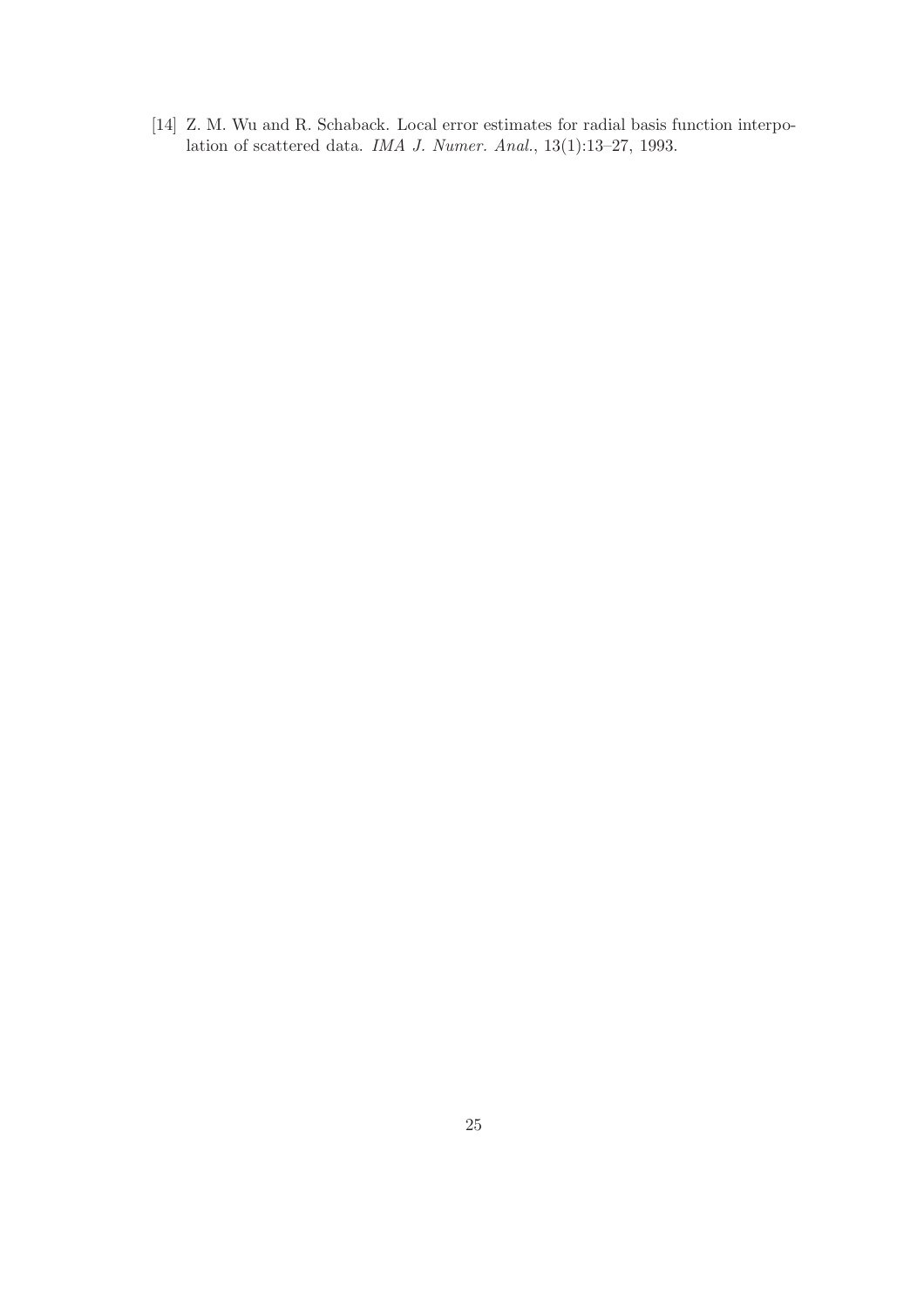[14] Z. M. Wu and R. Schaback. Local error estimates for radial basis function interpolation of scattered data. *IMA J. Numer. Anal.*, 13(1):13–27, 1993.